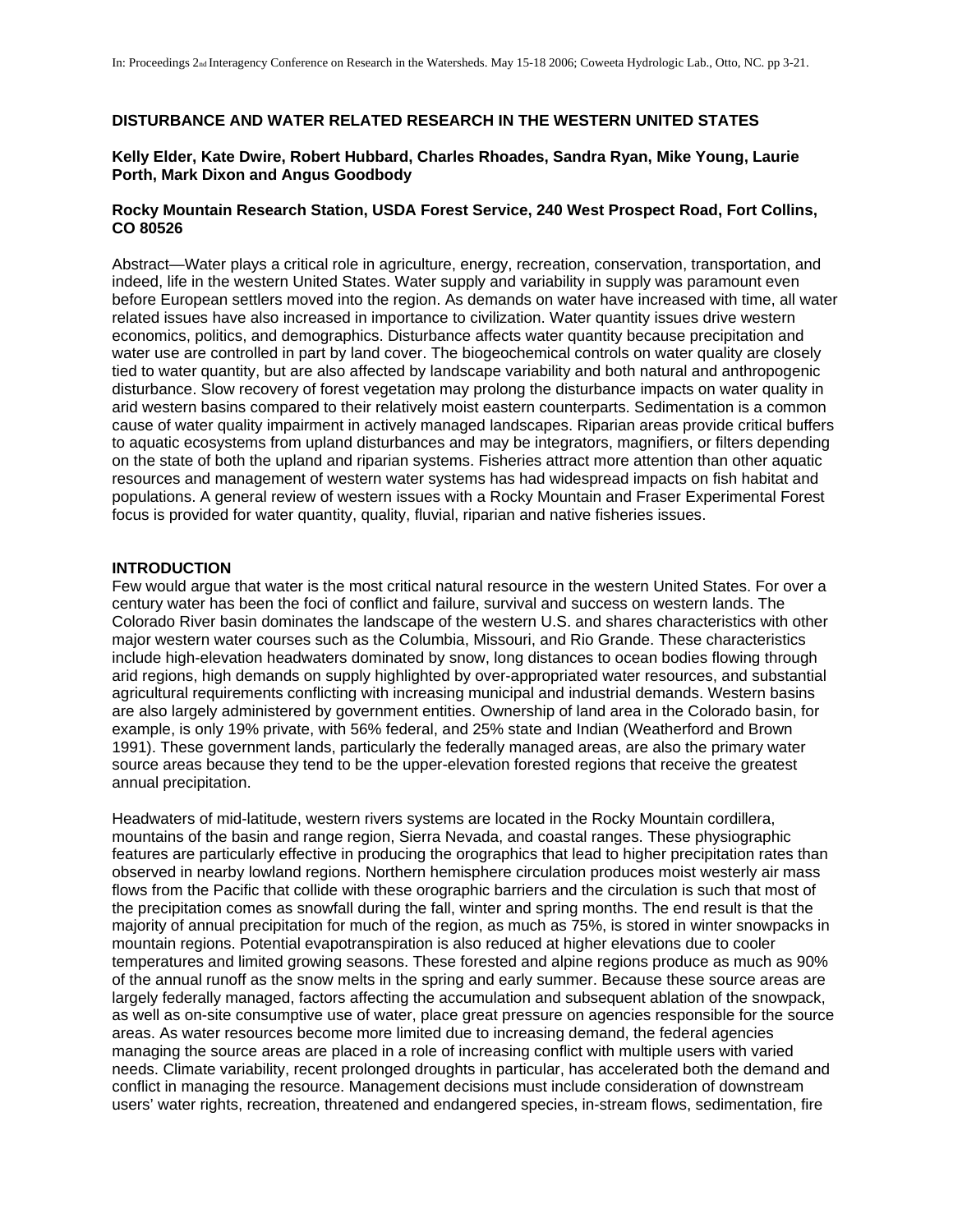In: Proceedings 2nd Interagency Conference on Research in the Watersheds. May 15-18 2006; Coweeta Hydrologic Lab., Otto, NC. pp 3-21.

# DISTURBANCE AND WATER RELATED RESEARCH IN THE WESTERN UNITED STATES

**Kelly Elder, Kate Dwire, Robert Hubbard, Charles Rhoades, Sandra Ryan, Mike Young, Laurie Porth, Mark Dixon and Angus Goodbody**

**Rocky Mountain Research Station, USDA Forest Service, 240 West Prospect Road, Fort Collins, CO 80526**

Abstract—Water plays a critical role in agriculture, energy, recreation, conservation, transportation, and indeed, life in the western United States. Water supply and variability in supply was paramount even before European settlers moved into the region. As demands on water have increased with time, all water related issues have also increased in importance to civilization. Water quantity issues drive western economics, politics, and demographics. Disturbance affects water quantity because precipitation and water use are controlled in part by land cover. The biogeochemical controls on water quality are closely tied to water quantity, but are also affected by landscape variability and both natural and anthropogenic disturbance. Slow recovery of forest vegetation may prolong the disturbance impacts on water quality in arid western basins compared to their relatively moist eastern counterparts. Sedimentation is a common cause of water quality impairment in actively managed landscapes. Riparian areas provide critical buffers to aquatic ecosystems from upland disturbances and may be integrators, magnifiers, or filters depending on the state of both the upland and riparian systems. Fisheries attract more attention than other aquatic resources and management of western water systems has had widespread impacts on fish habitat and populations. A general review of western issues with a Rocky Mountain and Fraser Experimental Forest focus is provided for water quantity, quality, fluvial, riparian and native fisheries issues.

## INTRODUCTION

Few would argue that water is the most critical natural resource in the western United States. For over a century water has been the foci of conflict and failure, survival and success on western lands. The Colorado River basin dominates the landscape of the western U.S. and shares characteristics with other major western water courses such as the Columbia, Missouri, and Rio Grande. These characteristics include high-elevation headwaters dominated by snow, long distances to ocean bodies flowing through arid regions, high demands on supply highlighted by over-appropriated water resources, and substantial agricultural requirements conflicting with increasing municipal and industrial demands. Western basins are also largely administered by government entities. Ownership of land area in the Colorado basin, for example, is only 19% private, with 56% federal, and 25% state and Indian (Weatherford and Brown 1991). These government lands, particularly the federally managed areas, are also the primary water source areas because they tend to be the upper-elevation forested regions that receive the greatest annual precipitation.

Headwaters of mid-latitude, western rivers systems are located in the Rocky Mountain cordillera, mountains of the basin and range region, Sierra Nevada, and coastal ranges. These physiographic features are particularly effective in producing the orographics that lead to higher precipitation rates than observed in nearby lowland regions. Northern hemisphere circulation produces moist westerly air mass flows from the Pacific that collide with these orographic barriers and the circulation is such that most of the precipitation comes as snowfall during the fall, winter and spring months. The end result is that the majority of annual precipitation for much of the region, as much as 75%, is stored in winter snowpacks in mountain regions. Potential evapotranspiration is also reduced at higher elevations due to cooler temperatures and limited growing seasons. These forested and alpine regions produce as much as 90% of the annual runoff as the snow melts in the spring and early summer. Because these source areas are largely federally managed, factors affecting the accumulation and subsequent ablation of the snowpack, as well as on-site consumptive use of water, place great pressure on agencies responsible for the source areas. As water resources become more limited due to increasing demand, the federal agencies managing the source areas are placed in a role of increasing conflict with multiple users with varied needs. Climate variability, recent prolonged droughts in particular, has accelerated both the demand and conflict in managing the resource. Management decisions must include consideration of downstream users' water rights, recreation, threatened and endangered species, in-stream flows, sedimentation, fire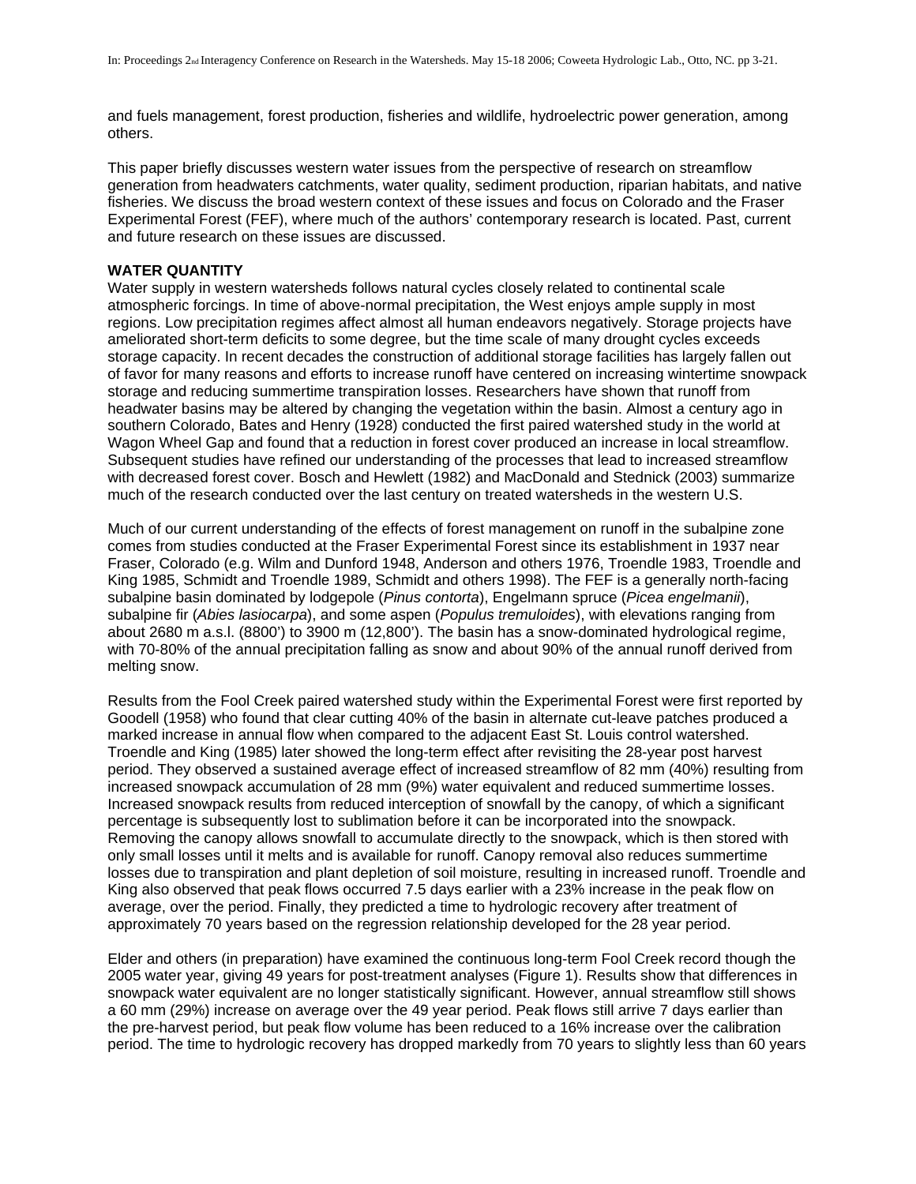and fuels management, forest production, fisheries and wildlife, hydroelectric power generation, among others.

This paper briefly discusses western water issues from the perspective of research on streamflow generation from headwaters catchments, water quality, sediment production, riparian habitats, and native fisheries. We discuss the broad western context of these issues and focus on Colorado and the Fraser Experimental Forest (FEF), where much of the authors' contemporary research is located. Past, current and future research on these issues are discussed.

**WATER QUANTITY**

Water supply in western watersheds follows natural cycles closely related to continental scale atmospheric forcings. In time of above-normal precipitation, the West enjoys ample supply in most regions. Low precipitation regimes affect almost all human endeavors negatively. Storage projects have ameliorated short-term deficits to some degree, but the time scale of many drought cycles exceeds storage capacity. In recent decades the construction of additional storage facilities has largely fallen out of favor for many reasons and efforts to increase runoff have centered on increasing wintertime snowpack storage and reducing summertime transpiration losses. Researchers have shown that runoff from headwater basins may be altered by changing the vegetation within the basin. Almost a century ago in southern Colorado, Bates and Henry (1928) conducted the first paired watershed study in the world at Wagon Wheel Gap and found that a reduction in forest cover produced an increase in local streamflow. Subsequent studies have refined our understanding of the processes that lead to increased streamflow with decreased forest cover. Bosch and Hewlett (1982) and MacDonald and Stednick (2003) summarize much of the research conducted over the last century on treated watersheds in the western U.S.

Much of our current understanding of the effects of forest management on runoff in the subalpine zone comes from studies conducted at the Fraser Experimental Forest since its establishment in 1937 near Fraser, Colorado (e.g. Wilm and Dunford 1948, Anderson and others 1976, Troendle 1983, Troendle and King 1985, Schmidt and Troendle 1989, Schmidt and others 1998). The FEF is a generally north-facing subalpine basin dominated by lodgepole (*Pinus contorta*), Engelmann spruce (*Picea engelmanii*), subalpine fir (*Abies lasiocarpa*), and some aspen (*Populus tremuloides*), with elevations ranging from about 2680 m a.s.l. (8800') to 3900 m (12,800'). The basin has a snow-dominated hydrological regime, with 70-80% of the annual precipitation falling as snow and about 90% of the annual runoff derived from melting snow.

Results from the Fool Creek paired watershed study within the Experimental Forest were first reported by Goodell (1958) who found that clear cutting 40% of the basin in alternate cut-leave patches produced a marked increase in annual flow when compared to the adjacent East St. Louis control watershed. Troendle and King (1985) later showed the long-term effect after revisiting the 28-year post harvest period. They observed a sustained average effect of increased streamflow of 82 mm (40%) resulting from increased snowpack accumulation of 28 mm (9%) water equivalent and reduced summertime losses. Increased snowpack results from reduced interception of snowfall by the canopy, of which a significant percentage is subsequently lost to sublimation before it can be incorporated into the snowpack. Removing the canopy allows snowfall to accumulate directly to the snowpack, which is then stored with only small losses until it melts and is available for runoff. Canopy removal also reduces summertime losses due to transpiration and plant depletion of soil moisture, resulting in increased runoff. Troendle and King also observed that peak flows occurred 7.5 days earlier with a 23% increase in the peak flow on average, over the period. Finally, they predicted a time to hydrologic recovery after treatment of approximately 70 years based on the regression relationship developed for the 28 year period.

Elder and others (in preparation) have examined the continuous long-term Fool Creek record though the 2005 water year, giving 49 years for post-treatment analyses (Figure 1). Results show that differences in snowpack water equivalent are no longer statistically significant. However, annual streamflow still shows a 60 mm (29%) increase on average over the 49 year period. Peak flows still arrive 7 days earlier than the pre-harvest period, but peak flow volume has been reduced to a 16% increase over the calibration period. The time to hydrologic recovery has dropped markedly from 70 years to slightly less than 60 years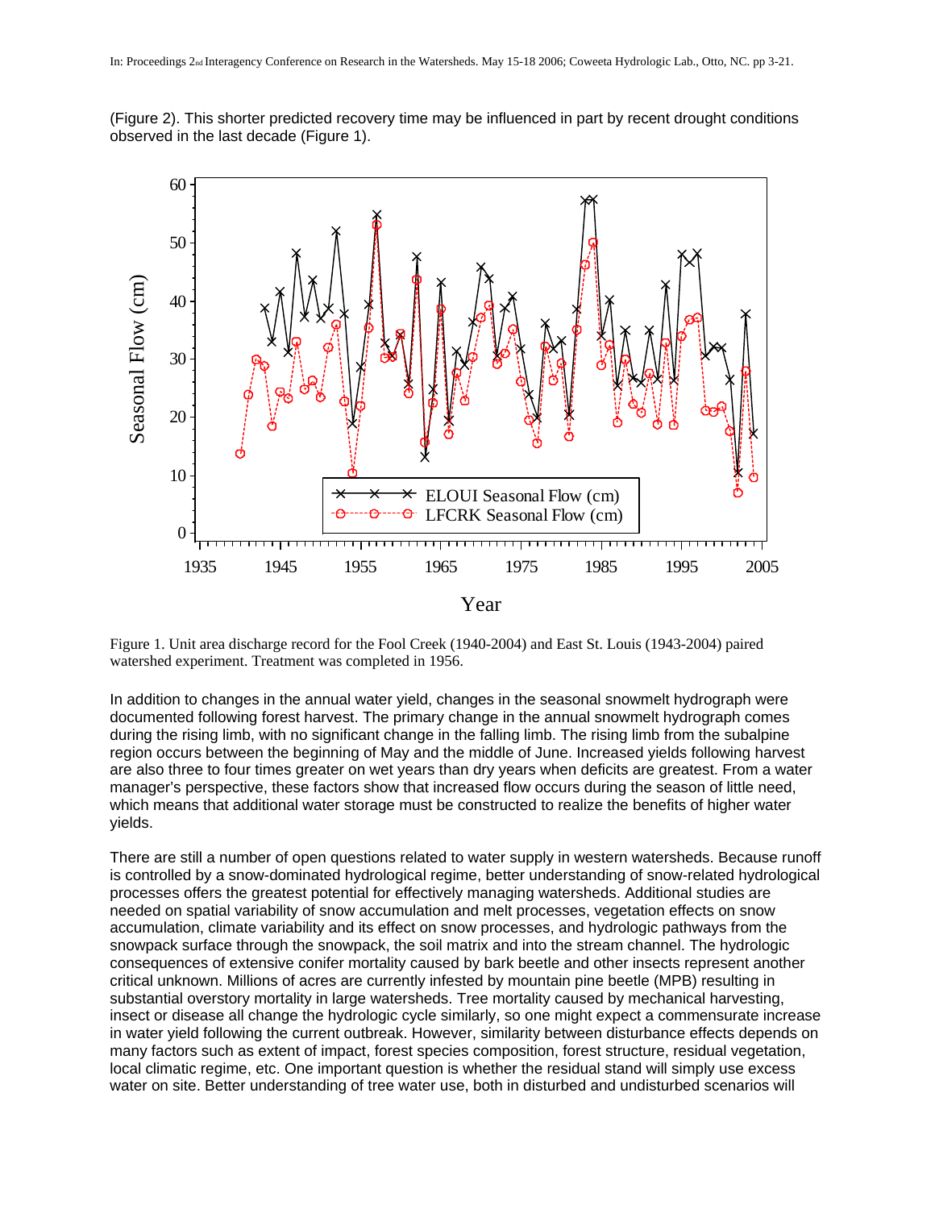(Figure 2). This shorter predicted recovery time may be influenced in part by recent drought conditions observed in the last decade (Figure 1).

Figure 1. Unit area discharge record for the Fool Creek (1940-2004) and East St. Louis (1943-2004) paired watershed experiment. Treatment was completed in 1956.

In addition to changes in the annual water yield, changes in the seasonal snowmelt hydrograph were documented following forest harvest. The primary change in the annual snowmelt hydrograph comes during the rising limb, with no significant change in the falling limb. The rising limb from the subalpine region occurs between the beginning of May and the middle of June. Increased yields following harvest are also three to four times greater on wet years than dry years when deficits are greatest. From a water manager's perspective, these factors show that increased flow occurs during the season of little need, which means that additional water storage must be constructed to realize the benefits of higher water yields.

There are still a number of open questions related to water supply in western watersheds. Because runoff is controlled by a snow-dominated hydrological regime, better understanding of snow-related hydrological processes offers the greatest potential for effectively managing watersheds. Additional studies are needed on spatial variability of snow accumulation and melt processes, vegetation effects on snow accumulation, climate variability and its effect on snow processes, and hydrologic pathways from the snowpack surface through the snowpack, the soil matrix and into the stream channel. The hydrologic consequences of extensive conifer mortality caused by bark beetle and other insects represent another critical unknown. Millions of acres are currently infested by mountain pine beetle (MPB) resulting in substantial overstory mortality in large watersheds. Tree mortality caused by mechanical harvesting, insect or disease all change the hydrologic cycle similarly, so one might expect a commensurate increase in water yield following the current outbreak. However, similarity between disturbance effects depends on many factors such as extent of impact, forest species composition, forest structure, residual vegetation, local climatic regime, etc. One important question is whether the residual stand will simply use excess water on site. Better understanding of tree water use, both in disturbed and undisturbed scenarios will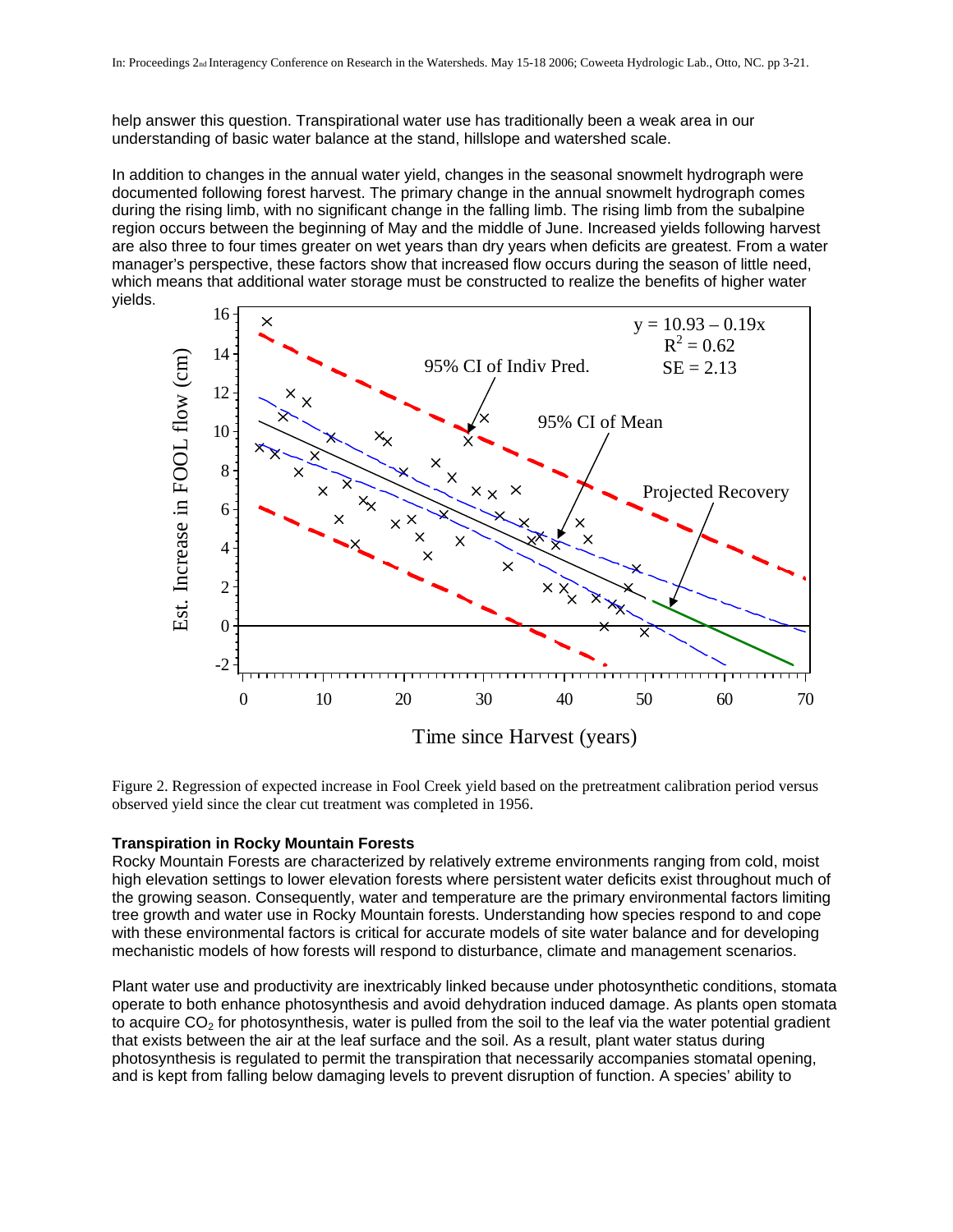help answer this question. Transpirational water use has traditionally been a weak area in our understanding of basic water balance at the stand, hillslope and watershed scale.

In addition to changes in the annual water yield, changes in the seasonal snowmelt hydrograph were documented following forest harvest. The primary change in the annual snowmelt hydrograph comes during the rising limb, with no significant change in the falling limb. The rising limb from the subalpine region occurs between the beginning of May and the middle of June. Increased yields following harvest are also three to four times greater on wet years than dry years when deficits are greatest. From a water manager's perspective, these factors show that increased flow occurs during the season of little need, which means that additional water storage must be constructed to realize the benefits of higher water yields.

Figure 2. Regression of expected increase in Fool Creek yield based on the pretreatment calibration period versus observed yield since the clear cut treatment was completed in 1956.

### Transpiration in Rocky Mountain Forests

Rocky Mountain Forests are characterized by relatively extreme environments ranging from cold, moist high elevation settings to lower elevation forests where persistent water deficits exist throughout much of the growing season. Consequently, water and temperature are the primary environmental factors limiting tree growth and water use in Rocky Mountain forests. Understanding how species respond to and cope with these environmental factors is critical for accurate models of site water balance and for developing mechanistic models of how forests will respond to disturbance, climate and management scenarios.

Plant water use and productivity are inextricably linked because under photosynthetic conditions, stomata operate to both enhance photosynthesis and avoid dehydration induced damage. As plants open stomata to acquire $CO_2$ for photosynthesis, water is pulled from the soil to the leaf via the water potential gradient that exists between the air at the leaf surface and the soil. As a result, plant water status during photosynthesis is regulated to permit the transpiration that necessarily accompanies stomatal opening, and is kept from falling below damaging levels to prevent disruption of function. A species' ability to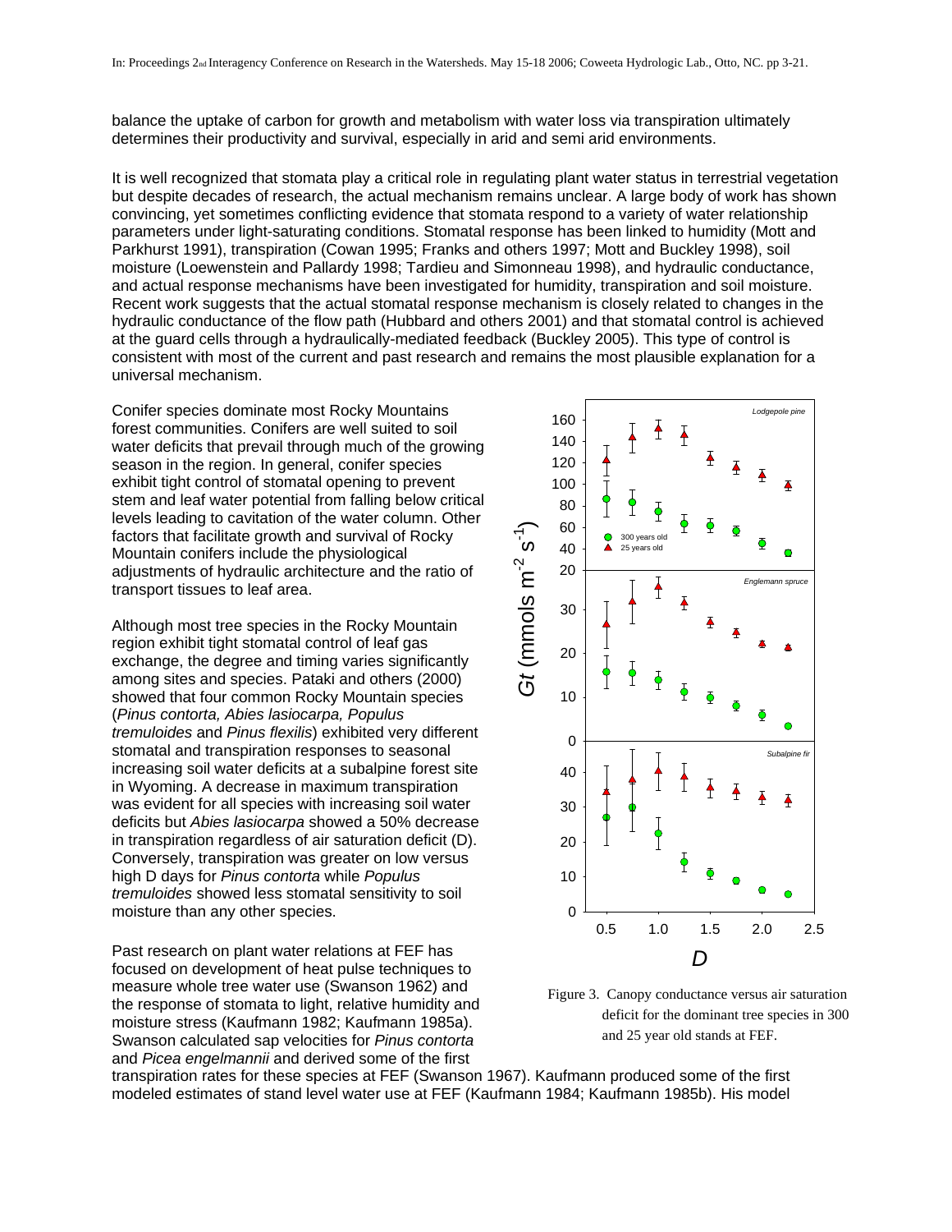balance the uptake of carbon for growth and metabolism with water loss via transpiration ultimately determines their productivity and survival, especially in arid and semi arid environments.

It is well recognized that stomata play a critical role in regulating plant water status in terrestrial vegetation but despite decades of research, the actual mechanism remains unclear. A large body of work has shown convincing, yet sometimes conflicting evidence that stomata respond to a variety of water relationship parameters under light-saturating conditions. Stomatal response has been linked to humidity (Mott and Parkhurst 1991), transpiration (Cowan 1995; Franks and others 1997; Mott and Buckley 1998), soil moisture (Loewenstein and Pallardy 1998; Tardieu and Simonneau 1998), and hydraulic conductance, and actual response mechanisms have been investigated for humidity, transpiration and soil moisture. Recent work suggests that the actual stomatal response mechanism is closely related to changes in the hydraulic conductance of the flow path (Hubbard and others 2001) and that stomatal control is achieved at the guard cells through a hydraulically-mediated feedback (Buckley 2005). This type of control is consistent with most of the current and past research and remains the most plausible explanation for a universal mechanism.

Conifer species dominate most Rocky Mountains forest communities. Conifers are well suited to soil water deficits that prevail through much of the growing season in the region. In general, conifer species exhibit tight control of stomatal opening to prevent stem and leaf water potential from falling below critical levels leading to cavitation of the water column. Other factors that facilitate growth and survival of Rocky Mountain conifers include the physiological adjustments of hydraulic architecture and the ratio of transport tissues to leaf area.

Although most tree species in the Rocky Mountain region exhibit tight stomatal control of leaf gas exchange, the degree and timing varies significantly among sites and species. Pataki and others (2000) showed that four common Rocky Mountain species (*Pinus contorta, Abies lasiocarpa, Populus tremuloides* and *Pinus flexilis*) exhibited very different stomatal and transpiration responses to seasonal increasing soil water deficits at a subalpine forest site in Wyoming. A decrease in maximum transpiration was evident for all species with increasing soil water deficits but *Abies lasiocarpa* showed a 50% decrease in transpiration regardless of air saturation deficit (D). Conversely, transpiration was greater on low versus high D days for *Pinus contorta* while *Populus tremuloides* showed less stomatal sensitivity to soil moisture than any other species.

Figure 3. Canopy conductance versus air saturation deficit for the dominant tree species in 300 and 25 year old stands at FEF.

Past research on plant water relations at FEF has focused on development of heat pulse techniques to measure whole tree water use (Swanson 1962) and the response of stomata to light, relative humidity and moisture stress (Kaufmann 1982; Kaufmann 1985a). Swanson calculated sap velocities for *Pinus contorta* and *Picea engelmannii* and derived some of the first transpiration rates for these species at FEF (Swanson 1967). Kaufmann produced some of the first modeled estimates of stand level water use at FEF (Kaufmann 1984; Kaufmann 1985b). His model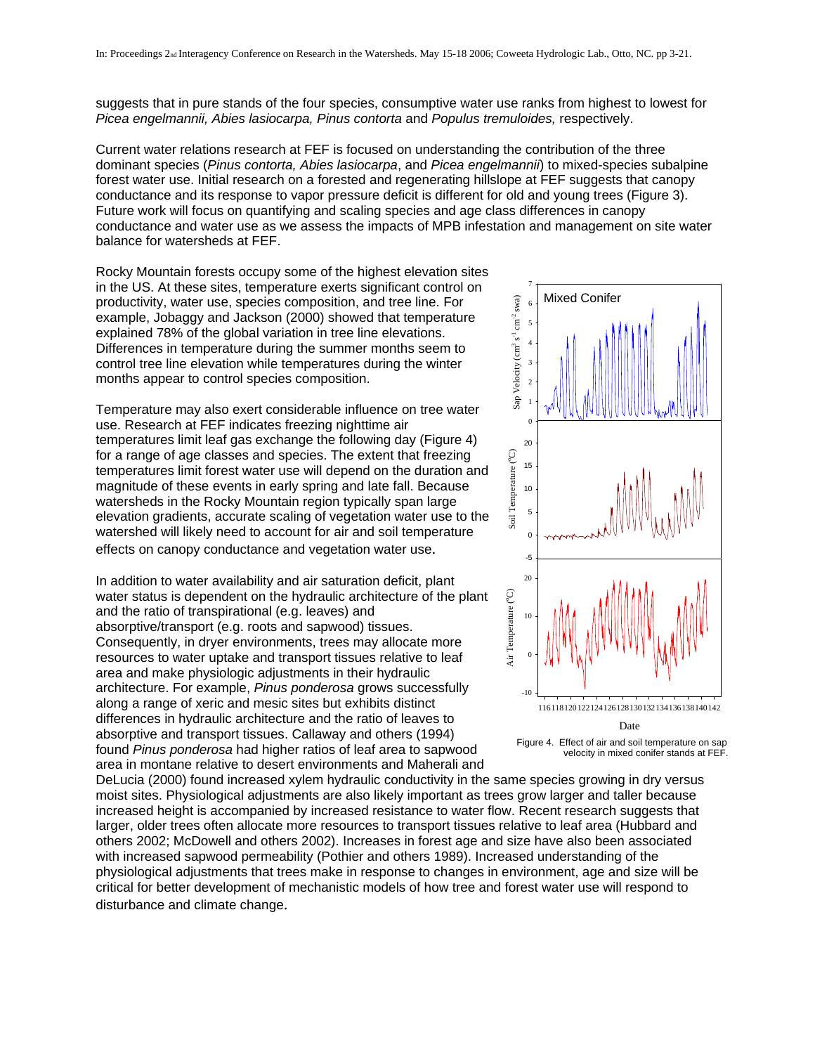suggests that in pure stands of the four species, consumptive water use ranks from highest to lowest for *Picea engelmannii, Abies lasiocarpa, Pinus contorta* and *Populus tremuloides,* respectively.

Current water relations research at FEF is focused on understanding the contribution of the three dominant species (*Pinus contorta, Abies lasiocarpa*, and *Picea engelmannii*) to mixed-species subalpine forest water use. Initial research on a forested and regenerating hillslope at FEF suggests that canopy conductance and its response to vapor pressure deficit is different for old and young trees (Figure 3). Future work will focus on quantifying and scaling species and age class differences in canopy conductance and water use as we assess the impacts of MPB infestation and management on site water balance for watersheds at FEF.

Rocky Mountain forests occupy some of the highest elevation sites in the US. At these sites, temperature exerts significant control on productivity, water use, species composition, and tree line. For example, Jobaggy and Jackson (2000) showed that temperature explained 78% of the global variation in tree line elevations. Differences in temperature during the summer months seem to control tree line elevation while temperatures during the winter months appear to control species composition.

Temperature may also exert considerable influence on tree water use. Research at FEF indicates freezing nighttime air temperatures limit leaf gas exchange the following day (Figure 4) for a range of age classes and species. The extent that freezing temperatures limit forest water use will depend on the duration and magnitude of these events in early spring and late fall. Because watersheds in the Rocky Mountain region typically span large elevation gradients, accurate scaling of vegetation water use to the watershed will likely need to account for air and soil temperature effects on canopy conductance and vegetation water use.

Figure 4. Effect of air and soil temperature on sap velocity in mixed conifer stands at FEF.

In addition to water availability and air saturation deficit, plant water status is dependent on the hydraulic architecture of the plant and the ratio of transpirational (e.g. leaves) and absorptive/transport (e.g. roots and sapwood) tissues. Consequently, in dryer environments, trees may allocate more resources to water uptake and transport tissues relative to leaf area and make physiologic adjustments in their hydraulic architecture. For example, *Pinus ponderosa* grows successfully along a range of xeric and mesic sites but exhibits distinct differences in hydraulic architecture and the ratio of leaves to absorptive and transport tissues. Callaway and others (1994) found *Pinus ponderosa* had higher ratios of leaf area to sapwood area in montane relative to desert environments and Maherali and DeLucia (2000) found increased xylem hydraulic conductivity in the same species growing in dry versus moist sites. Physiological adjustments are also likely important as trees grow larger and taller because increased height is accompanied by increased resistance to water flow. Recent research suggests that larger, older trees often allocate more resources to transport tissues relative to leaf area (Hubbard and others 2002; McDowell and others 2002). Increases in forest age and size have also been associated with increased sapwood permeability (Pothier and others 1989). Increased understanding of the physiological adjustments that trees make in response to changes in environment, age and size will be critical for better development of mechanistic models of how tree and forest water use will respond to disturbance and climate change.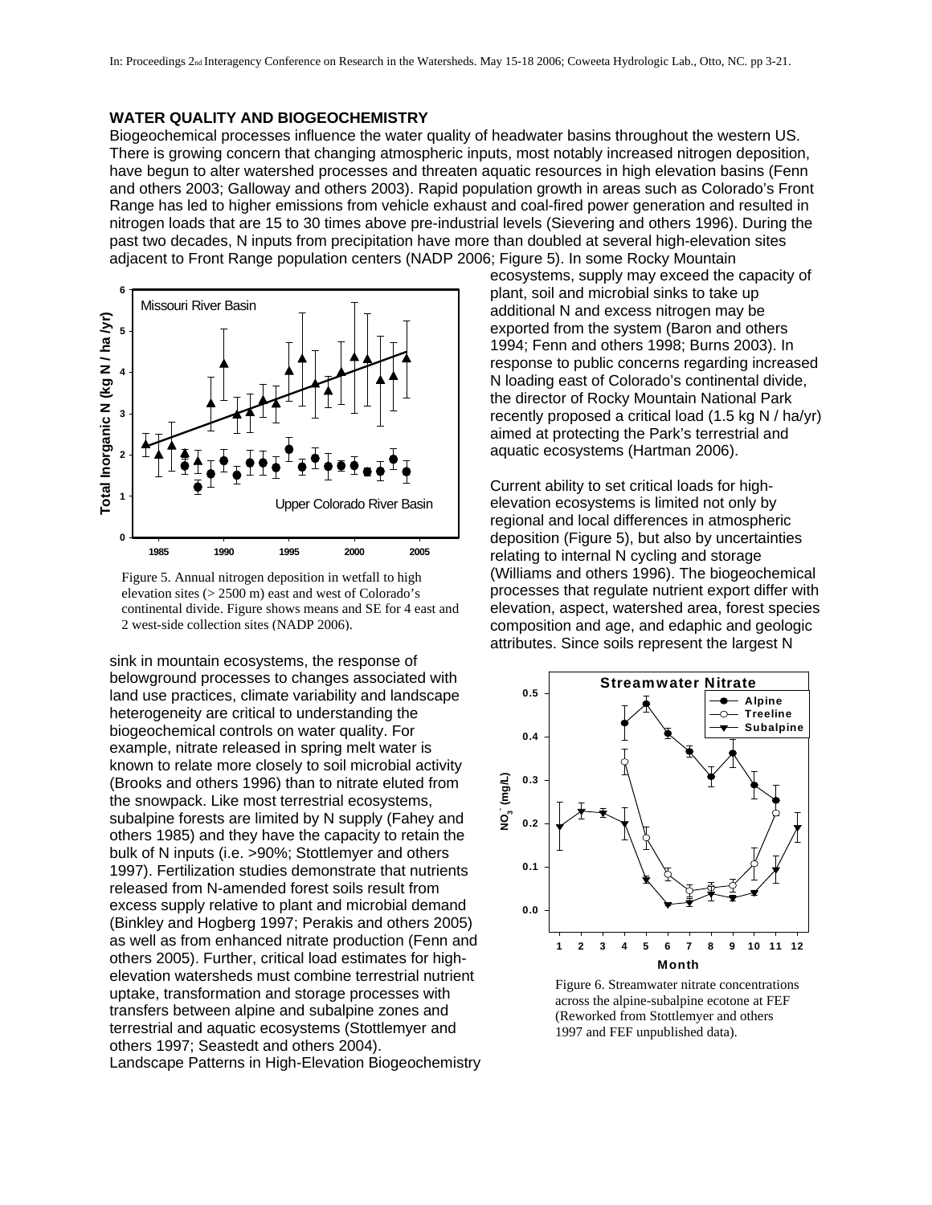## WATER QUALITY AND BIOGEOCHEMISTRY

Biogeochemical processes influence the water quality of headwater basins throughout the western US. There is growing concern that changing atmospheric inputs, most notably increased nitrogen deposition, have begun to alter watershed processes and threaten aquatic resources in high elevation basins (Fenn and others 2003; Galloway and others 2003). Rapid population growth in areas such as Colorado's Front Range has led to higher emissions from vehicle exhaust and coal-fired power generation and resulted in nitrogen loads that are 15 to 30 times above pre-industrial levels (Sievering and others 1996). During the past two decades, N inputs from precipitation have more than doubled at several high-elevation sites adjacent to Front Range population centers (NADP 2006; Figure 5). In some Rocky Mountain ecosystems, supply may exceed the capacity of plant, soil and microbial sinks to take up additional N and excess nitrogen may be exported from the system (Baron and others 1994; Fenn and others 1998; Burns 2003). In response to public concerns regarding increased N loading east of Colorado's continental divide, the director of Rocky Mountain National Park recently proposed a critical load (1.5 kg N / ha/yr) aimed at protecting the Park's terrestrial and aquatic ecosystems (Hartman 2006).

Figure 5. Annual nitrogen deposition in wetfall to high elevation sites (> 2500 m) east and west of Colorado's continental divide. Figure shows means and SE for 4 east and 2 west-side collection sites (NADP 2006).

Current ability to set critical loads for high-elevation ecosystems is limited not only by regional and local differences in atmospheric deposition (Figure 5), but also by uncertainties relating to internal N cycling and storage (Williams and others 1996). The biogeochemical processes that regulate nutrient export differ with elevation, aspect, watershed area, forest species composition and age, and edaphic and geologic attributes. Since soils represent the largest N sink in mountain ecosystems, the response of belowground processes to changes associated with land use practices, climate variability and landscape heterogeneity are critical to understanding the biogeochemical controls on water quality. For example, nitrate released in spring melt water is known to relate more closely to soil microbial activity (Brooks and others 1996) than to nitrate eluted from the snowpack. Like most terrestrial ecosystems, subalpine forests are limited by N supply (Fahey and others 1985) and they have the capacity to retain the bulk of N inputs (i.e. >90%; Stottlemyer and others 1997). Fertilization studies demonstrate that nutrients released from N-amended forest soils result from excess supply relative to plant and microbial demand (Binkley and Hogberg 1997; Perakis and others 2005) as well as from enhanced nitrate production (Fenn and others 2005). Further, critical load estimates for high-elevation watersheds must combine terrestrial nutrient uptake, transformation and storage processes with transfers between alpine and subalpine zones and terrestrial and aquatic ecosystems (Stottlemyer and others 1997; Seastedt and others 2004).

Figure 6. Streamwater nitrate concentrations across the alpine-subalpine ecotone at FEF (Reworked from Stottlemyer and others 1997 and FEF unpublished data).

Landscape Patterns in High-Elevation Biogeochemistry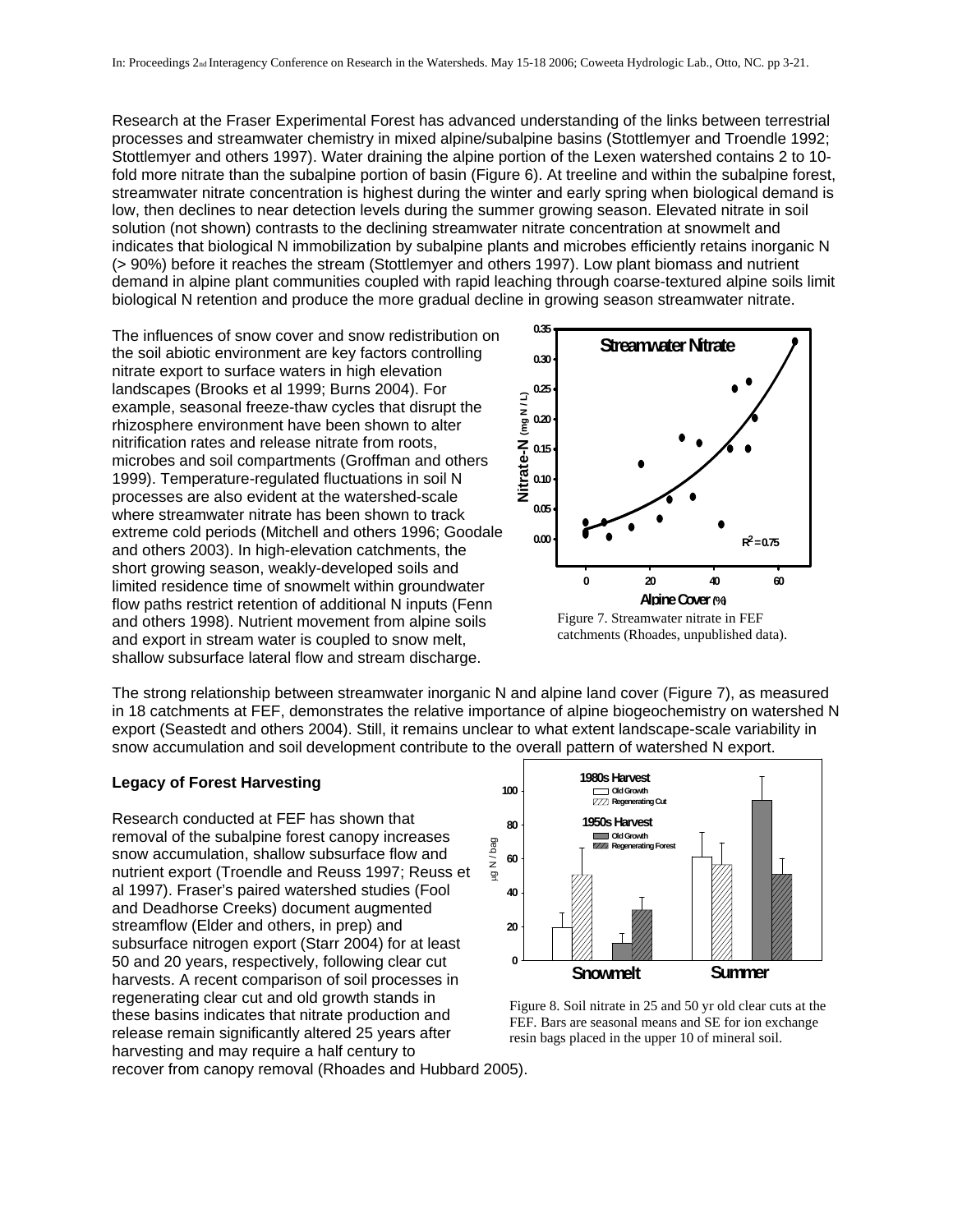Research at the Fraser Experimental Forest has advanced understanding of the links between terrestrial processes and streamwater chemistry in mixed alpine/subalpine basins (Stottlemyer and Troendle 1992; Stottlemyer and others 1997). Water draining the alpine portion of the Lexen watershed contains 2 to 10-fold more nitrate than the subalpine portion of basin (Figure 6). At treeline and within the subalpine forest, streamwater nitrate concentration is highest during the winter and early spring when biological demand is low, then declines to near detection levels during the summer growing season. Elevated nitrate in soil solution (not shown) contrasts to the declining streamwater nitrate concentration at snowmelt and indicates that biological N immobilization by subalpine plants and microbes efficiently retains inorganic N (> 90%) before it reaches the stream (Stottlemyer and others 1997). Low plant biomass and nutrient demand in alpine plant communities coupled with rapid leaching through coarse-textured alpine soils limit biological N retention and produce the more gradual decline in growing season streamwater nitrate.

The influences of snow cover and snow redistribution on the soil abiotic environment are key factors controlling nitrate export to surface waters in high elevation landscapes (Brooks et al 1999; Burns 2004). For example, seasonal freeze-thaw cycles that disrupt the rhizosphere environment have been shown to alter nitrification rates and release nitrate from roots, microbes and soil compartments (Groffman and others 1999). Temperature-regulated fluctuations in soil N processes are also evident at the watershed-scale where streamwater nitrate has been shown to track extreme cold periods (Mitchell and others 1996; Goodale and others 2003). In high-elevation catchments, the short growing season, weakly-developed soils and limited residence time of snowmelt within groundwater flow paths restrict retention of additional N inputs (Fenn and others 1998). Nutrient movement from alpine soils and export in stream water is coupled to snow melt, shallow subsurface lateral flow and stream discharge.

Figure 7. Streamwater nitrate in FEF catchments (Rhoades, unpublished data).

The strong relationship between streamwater inorganic N and alpine land cover (Figure 7), as measured in 18 catchments at FEF, demonstrates the relative importance of alpine biogeochemistry on watershed N export (Seastedt and others 2004). Still, it remains unclear to what extent landscape-scale variability in snow accumulation and soil development contribute to the overall pattern of watershed N export.

**Legacy of Forest Harvesting**

Research conducted at FEF has shown that removal of the subalpine forest canopy increases snow accumulation, shallow subsurface flow and nutrient export (Troendle and Reuss 1997; Reuss et al 1997). Fraser's paired watershed studies (Fool and Deadhorse Creeks) document augmented streamflow (Elder and others, in prep) and subsurface nitrogen export (Starr 2004) for at least 50 and 20 years, respectively, following clear cut harvests. A recent comparison of soil processes in regenerating clear cut and old growth stands in these basins indicates that nitrate production and release remain significantly altered 25 years after harvesting and may require a half century to recover from canopy removal (Rhoades and Hubbard 2005).

Figure 8. Soil nitrate in 25 and 50 yr old clear cuts at the FEF. Bars are seasonal means and SE for ion exchange resin bags placed in the upper 10 of mineral soil.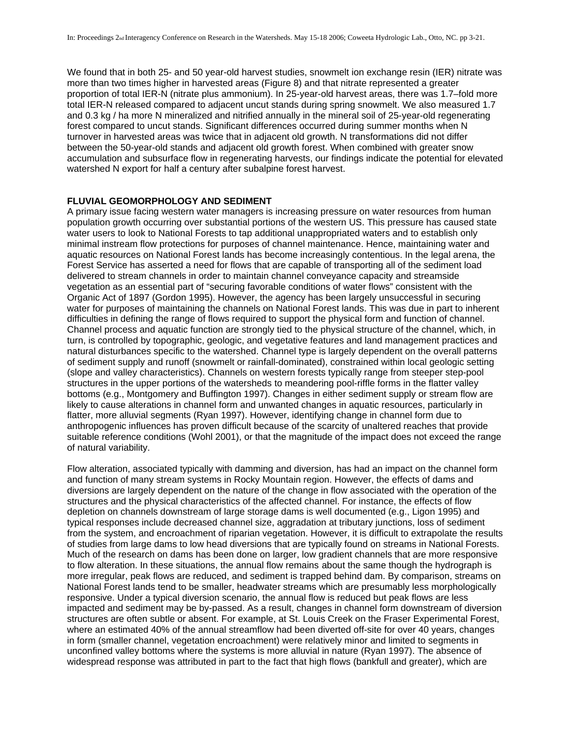We found that in both 25- and 50 year-old harvest studies, snowmelt ion exchange resin (IER) nitrate was more than two times higher in harvested areas (Figure 8) and that nitrate represented a greater proportion of total IER-N (nitrate plus ammonium). In 25-year-old harvest areas, there was 1.7–fold more total IER-N released compared to adjacent uncut stands during spring snowmelt. We also measured 1.7 and 0.3 kg / ha more N mineralized and nitrified annually in the mineral soil of 25-year-old regenerating forest compared to uncut stands. Significant differences occurred during summer months when N turnover in harvested areas was twice that in adjacent old growth. N transformations did not differ between the 50-year-old stands and adjacent old growth forest. When combined with greater snow accumulation and subsurface flow in regenerating harvests, our findings indicate the potential for elevated watershed N export for half a century after subalpine forest harvest.

## FLUVIAL GEOMORPHOLOGY AND SEDIMENT

A primary issue facing western water managers is increasing pressure on water resources from human population growth occurring over substantial portions of the western US. This pressure has caused state water users to look to National Forests to tap additional unappropriated waters and to establish only minimal instream flow protections for purposes of channel maintenance. Hence, maintaining water and aquatic resources on National Forest lands has become increasingly contentious. In the legal arena, the Forest Service has asserted a need for flows that are capable of transporting all of the sediment load delivered to stream channels in order to maintain channel conveyance capacity and streamside vegetation as an essential part of "securing favorable conditions of water flows" consistent with the Organic Act of 1897 (Gordon 1995). However, the agency has been largely unsuccessful in securing water for purposes of maintaining the channels on National Forest lands. This was due in part to inherent difficulties in defining the range of flows required to support the physical form and function of channel. Channel process and aquatic function are strongly tied to the physical structure of the channel, which, in turn, is controlled by topographic, geologic, and vegetative features and land management practices and natural disturbances specific to the watershed. Channel type is largely dependent on the overall patterns of sediment supply and runoff (snowmelt or rainfall-dominated), constrained within local geologic setting (slope and valley characteristics). Channels on western forests typically range from steeper step-pool structures in the upper portions of the watersheds to meandering pool-riffle forms in the flatter valley bottoms (e.g., Montgomery and Buffington 1997). Changes in either sediment supply or stream flow are likely to cause alterations in channel form and unwanted changes in aquatic resources, particularly in flatter, more alluvial segments (Ryan 1997). However, identifying change in channel form due to anthropogenic influences has proven difficult because of the scarcity of unaltered reaches that provide suitable reference conditions (Wohl 2001), or that the magnitude of the impact does not exceed the range of natural variability.

Flow alteration, associated typically with damming and diversion, has had an impact on the channel form and function of many stream systems in Rocky Mountain region. However, the effects of dams and diversions are largely dependent on the nature of the change in flow associated with the operation of the structures and the physical characteristics of the affected channel. For instance, the effects of flow depletion on channels downstream of large storage dams is well documented (e.g., Ligon 1995) and typical responses include decreased channel size, aggradation at tributary junctions, loss of sediment from the system, and encroachment of riparian vegetation. However, it is difficult to extrapolate the results of studies from large dams to low head diversions that are typically found on streams in National Forests. Much of the research on dams has been done on larger, low gradient channels that are more responsive to flow alteration. In these situations, the annual flow remains about the same though the hydrograph is more irregular, peak flows are reduced, and sediment is trapped behind dam. By comparison, streams on National Forest lands tend to be smaller, headwater streams which are presumably less morphologically responsive. Under a typical diversion scenario, the annual flow is reduced but peak flows are less impacted and sediment may be by-passed. As a result, changes in channel form downstream of diversion structures are often subtle or absent. For example, at St. Louis Creek on the Fraser Experimental Forest, where an estimated 40% of the annual streamflow had been diverted off-site for over 40 years, changes in form (smaller channel, vegetation encroachment) were relatively minor and limited to segments in unconfined valley bottoms where the systems is more alluvial in nature (Ryan 1997). The absence of widespread response was attributed in part to the fact that high flows (bankfull and greater), which are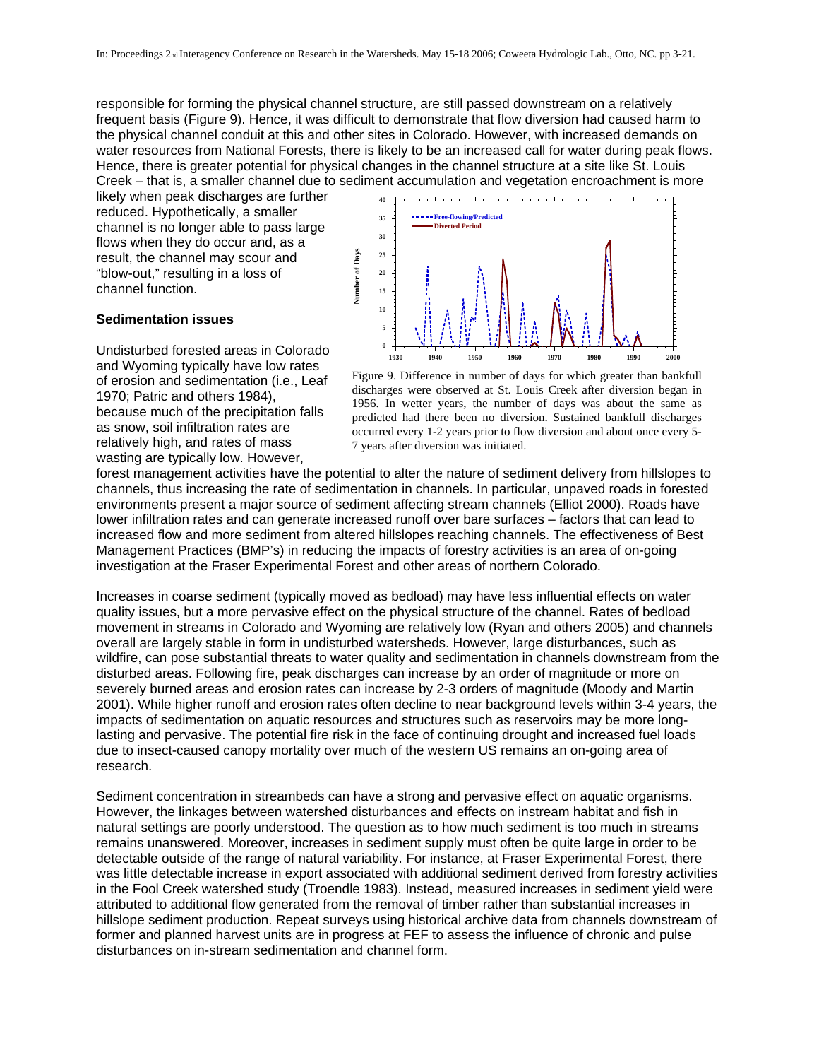responsible for forming the physical channel structure, are still passed downstream on a relatively frequent basis (Figure 9). Hence, it was difficult to demonstrate that flow diversion had caused harm to the physical channel conduit at this and other sites in Colorado. However, with increased demands on water resources from National Forests, there is likely to be an increased call for water during peak flows. Hence, there is greater potential for physical changes in the channel structure at a site like St. Louis Creek – that is, a smaller channel due to sediment accumulation and vegetation encroachment is more likely when peak discharges are further reduced. Hypothetically, a smaller channel is no longer able to pass large flows when they do occur and, as a result, the channel may scour and "blow-out," resulting in a loss of channel function.

Figure 9. Difference in number of days for which greater than bankfull discharges were observed at St. Louis Creek after diversion began in 1956. In wetter years, the number of days was about the same as predicted had there been no diversion. Sustained bankfull discharges occurred every 1-2 years prior to flow diversion and about once every 5-7 years after diversion was initiated.

### Sedimentation issues

Undisturbed forested areas in Colorado and Wyoming typically have low rates of erosion and sedimentation (i.e., Leaf 1970; Patric and others 1984), because much of the precipitation falls as snow, soil infiltration rates are relatively high, and rates of mass wasting are typically low. However, forest management activities have the potential to alter the nature of sediment delivery from hillslopes to channels, thus increasing the rate of sedimentation in channels. In particular, unpaved roads in forested environments present a major source of sediment affecting stream channels (Elliot 2000). Roads have lower infiltration rates and can generate increased runoff over bare surfaces – factors that can lead to increased flow and more sediment from altered hillslopes reaching channels. The effectiveness of Best Management Practices (BMP's) in reducing the impacts of forestry activities is an area of on-going investigation at the Fraser Experimental Forest and other areas of northern Colorado.

Increases in coarse sediment (typically moved as bedload) may have less influential effects on water quality issues, but a more pervasive effect on the physical structure of the channel. Rates of bedload movement in streams in Colorado and Wyoming are relatively low (Ryan and others 2005) and channels overall are largely stable in form in undisturbed watersheds. However, large disturbances, such as wildfire, can pose substantial threats to water quality and sedimentation in channels downstream from the disturbed areas. Following fire, peak discharges can increase by an order of magnitude or more on severely burned areas and erosion rates can increase by 2-3 orders of magnitude (Moody and Martin 2001). While higher runoff and erosion rates often decline to near background levels within 3-4 years, the impacts of sedimentation on aquatic resources and structures such as reservoirs may be more long-lasting and pervasive. The potential fire risk in the face of continuing drought and increased fuel loads due to insect-caused canopy mortality over much of the western US remains an on-going area of research.

Sediment concentration in streambeds can have a strong and pervasive effect on aquatic organisms. However, the linkages between watershed disturbances and effects on instream habitat and fish in natural settings are poorly understood. The question as to how much sediment is too much in streams remains unanswered. Moreover, increases in sediment supply must often be quite large in order to be detectable outside of the range of natural variability. For instance, at Fraser Experimental Forest, there was little detectable increase in export associated with additional sediment derived from forestry activities in the Fool Creek watershed study (Troendle 1983). Instead, measured increases in sediment yield were attributed to additional flow generated from the removal of timber rather than substantial increases in hillslope sediment production. Repeat surveys using historical archive data from channels downstream of former and planned harvest units are in progress at FEF to assess the influence of chronic and pulse disturbances on in-stream sedimentation and channel form.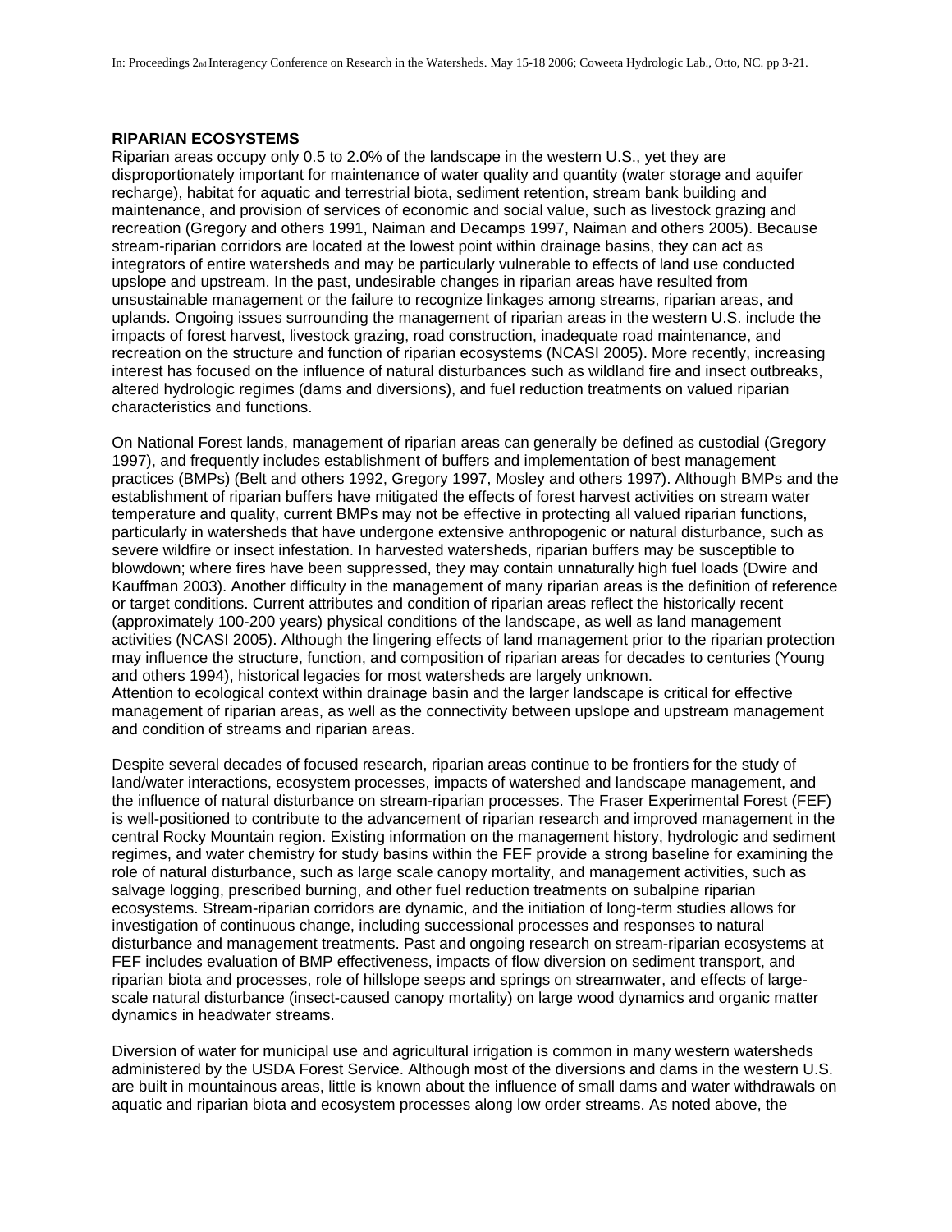## RIPARIAN ECOSYSTEMS

Riparian areas occupy only 0.5 to 2.0% of the landscape in the western U.S., yet they are disproportionately important for maintenance of water quality and quantity (water storage and aquifer recharge), habitat for aquatic and terrestrial biota, sediment retention, stream bank building and maintenance, and provision of services of economic and social value, such as livestock grazing and recreation (Gregory and others 1991, Naiman and Decamps 1997, Naiman and others 2005). Because stream-riparian corridors are located at the lowest point within drainage basins, they can act as integrators of entire watersheds and may be particularly vulnerable to effects of land use conducted upslope and upstream. In the past, undesirable changes in riparian areas have resulted from unsustainable management or the failure to recognize linkages among streams, riparian areas, and uplands. Ongoing issues surrounding the management of riparian areas in the western U.S. include the impacts of forest harvest, livestock grazing, road construction, inadequate road maintenance, and recreation on the structure and function of riparian ecosystems (NCASI 2005). More recently, increasing interest has focused on the influence of natural disturbances such as wildland fire and insect outbreaks, altered hydrologic regimes (dams and diversions), and fuel reduction treatments on valued riparian characteristics and functions.

On National Forest lands, management of riparian areas can generally be defined as custodial (Gregory 1997), and frequently includes establishment of buffers and implementation of best management practices (BMPs) (Belt and others 1992, Gregory 1997, Mosley and others 1997). Although BMPs and the establishment of riparian buffers have mitigated the effects of forest harvest activities on stream water temperature and quality, current BMPs may not be effective in protecting all valued riparian functions, particularly in watersheds that have undergone extensive anthropogenic or natural disturbance, such as severe wildfire or insect infestation. In harvested watersheds, riparian buffers may be susceptible to blowdown; where fires have been suppressed, they may contain unnaturally high fuel loads (Dwire and Kauffman 2003). Another difficulty in the management of many riparian areas is the definition of reference or target conditions. Current attributes and condition of riparian areas reflect the historically recent (approximately 100-200 years) physical conditions of the landscape, as well as land management activities (NCASI 2005). Although the lingering effects of land management prior to the riparian protection may influence the structure, function, and composition of riparian areas for decades to centuries (Young and others 1994), historical legacies for most watersheds are largely unknown.
Attention to ecological context within drainage basin and the larger landscape is critical for effective management of riparian areas, as well as the connectivity between upslope and upstream management and condition of streams and riparian areas.

Despite several decades of focused research, riparian areas continue to be frontiers for the study of land/water interactions, ecosystem processes, impacts of watershed and landscape management, and the influence of natural disturbance on stream-riparian processes. The Fraser Experimental Forest (FEF) is well-positioned to contribute to the advancement of riparian research and improved management in the central Rocky Mountain region. Existing information on the management history, hydrologic and sediment regimes, and water chemistry for study basins within the FEF provide a strong baseline for examining the role of natural disturbance, such as large scale canopy mortality, and management activities, such as salvage logging, prescribed burning, and other fuel reduction treatments on subalpine riparian ecosystems. Stream-riparian corridors are dynamic, and the initiation of long-term studies allows for investigation of continuous change, including successional processes and responses to natural disturbance and management treatments. Past and ongoing research on stream-riparian ecosystems at FEF includes evaluation of BMP effectiveness, impacts of flow diversion on sediment transport, and riparian biota and processes, role of hillslope seeps and springs on streamwater, and effects of large-scale natural disturbance (insect-caused canopy mortality) on large wood dynamics and organic matter dynamics in headwater streams.

Diversion of water for municipal use and agricultural irrigation is common in many western watersheds administered by the USDA Forest Service. Although most of the diversions and dams in the western U.S. are built in mountainous areas, little is known about the influence of small dams and water withdrawals on aquatic and riparian biota and ecosystem processes along low order streams. As noted above, the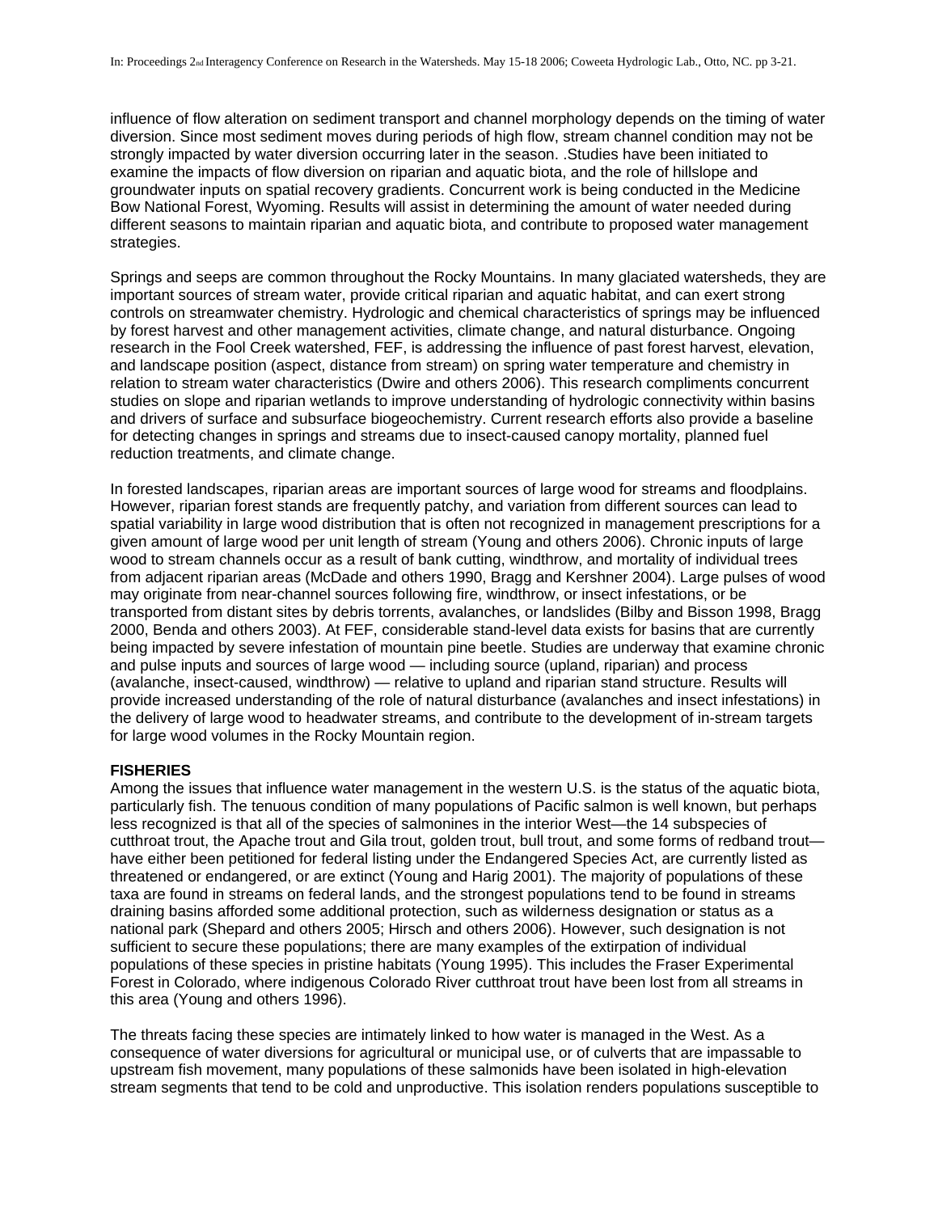influence of flow alteration on sediment transport and channel morphology depends on the timing of water diversion. Since most sediment moves during periods of high flow, stream channel condition may not be strongly impacted by water diversion occurring later in the season. .Studies have been initiated to examine the impacts of flow diversion on riparian and aquatic biota, and the role of hillslope and groundwater inputs on spatial recovery gradients. Concurrent work is being conducted in the Medicine Bow National Forest, Wyoming. Results will assist in determining the amount of water needed during different seasons to maintain riparian and aquatic biota, and contribute to proposed water management strategies.

Springs and seeps are common throughout the Rocky Mountains. In many glaciated watersheds, they are important sources of stream water, provide critical riparian and aquatic habitat, and can exert strong controls on streamwater chemistry. Hydrologic and chemical characteristics of springs may be influenced by forest harvest and other management activities, climate change, and natural disturbance. Ongoing research in the Fool Creek watershed, FEF, is addressing the influence of past forest harvest, elevation, and landscape position (aspect, distance from stream) on spring water temperature and chemistry in relation to stream water characteristics (Dwire and others 2006). This research compliments concurrent studies on slope and riparian wetlands to improve understanding of hydrologic connectivity within basins and drivers of surface and subsurface biogeochemistry. Current research efforts also provide a baseline for detecting changes in springs and streams due to insect-caused canopy mortality, planned fuel reduction treatments, and climate change.

In forested landscapes, riparian areas are important sources of large wood for streams and floodplains. However, riparian forest stands are frequently patchy, and variation from different sources can lead to spatial variability in large wood distribution that is often not recognized in management prescriptions for a given amount of large wood per unit length of stream (Young and others 2006). Chronic inputs of large wood to stream channels occur as a result of bank cutting, windthrow, and mortality of individual trees from adjacent riparian areas (McDade and others 1990, Bragg and Kershner 2004). Large pulses of wood may originate from near-channel sources following fire, windthrow, or insect infestations, or be transported from distant sites by debris torrents, avalanches, or landslides (Bilby and Bisson 1998, Bragg 2000, Benda and others 2003). At FEF, considerable stand-level data exists for basins that are currently being impacted by severe infestation of mountain pine beetle. Studies are underway that examine chronic and pulse inputs and sources of large wood — including source (upland, riparian) and process (avalanche, insect-caused, windthrow) — relative to upland and riparian stand structure. Results will provide increased understanding of the role of natural disturbance (avalanches and insect infestations) in the delivery of large wood to headwater streams, and contribute to the development of in-stream targets for large wood volumes in the Rocky Mountain region.

**FISHERIES**

Among the issues that influence water management in the western U.S. is the status of the aquatic biota, particularly fish. The tenuous condition of many populations of Pacific salmon is well known, but perhaps less recognized is that all of the species of salmonines in the interior West—the 14 subspecies of cutthroat trout, the Apache trout and Gila trout, golden trout, bull trout, and some forms of redband trout—have either been petitioned for federal listing under the Endangered Species Act, are currently listed as threatened or endangered, or are extinct (Young and Harig 2001). The majority of populations of these taxa are found in streams on federal lands, and the strongest populations tend to be found in streams draining basins afforded some additional protection, such as wilderness designation or status as a national park (Shepard and others 2005; Hirsch and others 2006). However, such designation is not sufficient to secure these populations; there are many examples of the extirpation of individual populations of these species in pristine habitats (Young 1995). This includes the Fraser Experimental Forest in Colorado, where indigenous Colorado River cutthroat trout have been lost from all streams in this area (Young and others 1996).

The threats facing these species are intimately linked to how water is managed in the West. As a consequence of water diversions for agricultural or municipal use, or of culverts that are impassable to upstream fish movement, many populations of these salmonids have been isolated in high-elevation stream segments that tend to be cold and unproductive. This isolation renders populations susceptible to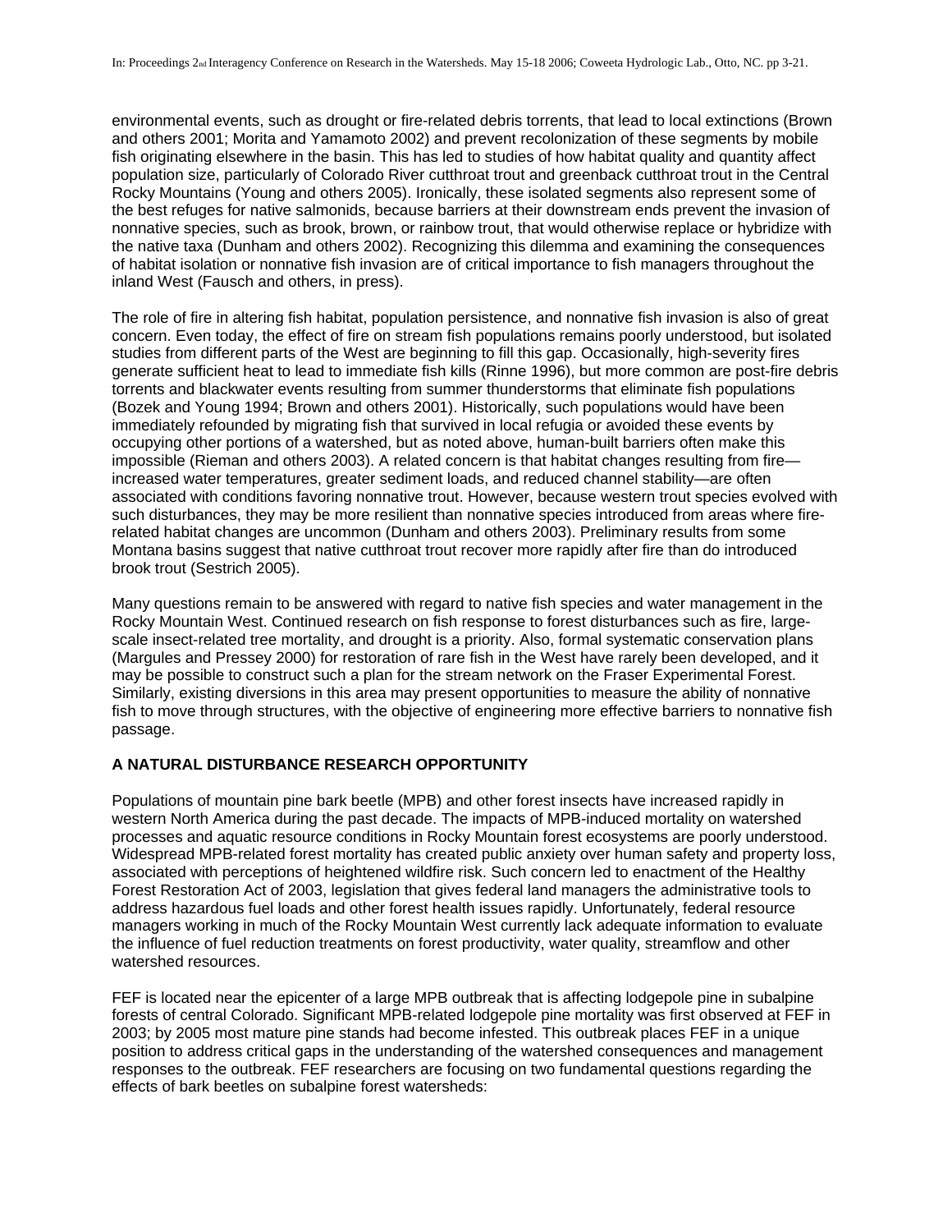environmental events, such as drought or fire-related debris torrents, that lead to local extinctions (Brown and others 2001; Morita and Yamamoto 2002) and prevent recolonization of these segments by mobile fish originating elsewhere in the basin. This has led to studies of how habitat quality and quantity affect population size, particularly of Colorado River cutthroat trout and greenback cutthroat trout in the Central Rocky Mountains (Young and others 2005). Ironically, these isolated segments also represent some of the best refuges for native salmonids, because barriers at their downstream ends prevent the invasion of nonnative species, such as brook, brown, or rainbow trout, that would otherwise replace or hybridize with the native taxa (Dunham and others 2002). Recognizing this dilemma and examining the consequences of habitat isolation or nonnative fish invasion are of critical importance to fish managers throughout the inland West (Fausch and others, in press).

The role of fire in altering fish habitat, population persistence, and nonnative fish invasion is also of great concern. Even today, the effect of fire on stream fish populations remains poorly understood, but isolated studies from different parts of the West are beginning to fill this gap. Occasionally, high-severity fires generate sufficient heat to lead to immediate fish kills (Rinne 1996), but more common are post-fire debris torrents and blackwater events resulting from summer thunderstorms that eliminate fish populations (Bozek and Young 1994; Brown and others 2001). Historically, such populations would have been immediately refounded by migrating fish that survived in local refugia or avoided these events by occupying other portions of a watershed, but as noted above, human-built barriers often make this impossible (Rieman and others 2003). A related concern is that habitat changes resulting from fire—increased water temperatures, greater sediment loads, and reduced channel stability—are often associated with conditions favoring nonnative trout. However, because western trout species evolved with such disturbances, they may be more resilient than nonnative species introduced from areas where fire-related habitat changes are uncommon (Dunham and others 2003). Preliminary results from some Montana basins suggest that native cutthroat trout recover more rapidly after fire than do introduced brook trout (Sestrich 2005).

Many questions remain to be answered with regard to native fish species and water management in the Rocky Mountain West. Continued research on fish response to forest disturbances such as fire, large-scale insect-related tree mortality, and drought is a priority. Also, formal systematic conservation plans (Margules and Pressey 2000) for restoration of rare fish in the West have rarely been developed, and it may be possible to construct such a plan for the stream network on the Fraser Experimental Forest. Similarly, existing diversions in this area may present opportunities to measure the ability of nonnative fish to move through structures, with the objective of engineering more effective barriers to nonnative fish passage.

## A NATURAL DISTURBANCE RESEARCH OPPORTUNITY

Populations of mountain pine bark beetle (MPB) and other forest insects have increased rapidly in western North America during the past decade. The impacts of MPB-induced mortality on watershed processes and aquatic resource conditions in Rocky Mountain forest ecosystems are poorly understood. Widespread MPB-related forest mortality has created public anxiety over human safety and property loss, associated with perceptions of heightened wildfire risk. Such concern led to enactment of the Healthy Forest Restoration Act of 2003, legislation that gives federal land managers the administrative tools to address hazardous fuel loads and other forest health issues rapidly. Unfortunately, federal resource managers working in much of the Rocky Mountain West currently lack adequate information to evaluate the influence of fuel reduction treatments on forest productivity, water quality, streamflow and other watershed resources.

FEF is located near the epicenter of a large MPB outbreak that is affecting lodgepole pine in subalpine forests of central Colorado. Significant MPB-related lodgepole pine mortality was first observed at FEF in 2003; by 2005 most mature pine stands had become infested. This outbreak places FEF in a unique position to address critical gaps in the understanding of the watershed consequences and management responses to the outbreak. FEF researchers are focusing on two fundamental questions regarding the effects of bark beetles on subalpine forest watersheds: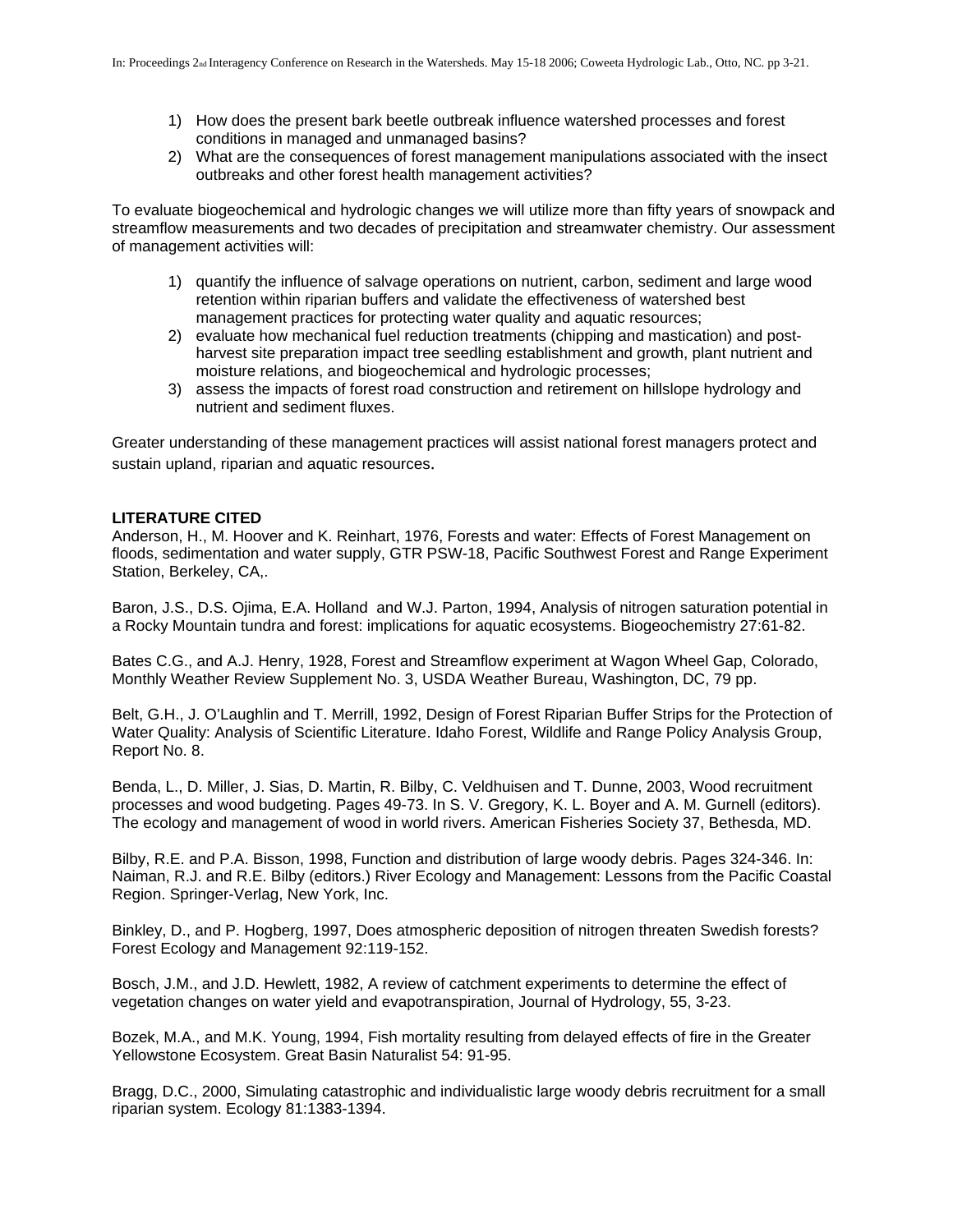1) How does the present bark beetle outbreak influence watershed processes and forest conditions in managed and unmanaged basins?
2) What are the consequences of forest management manipulations associated with the insect outbreaks and other forest health management activities?

To evaluate biogeochemical and hydrologic changes we will utilize more than fifty years of snowpack and streamflow measurements and two decades of precipitation and streamwater chemistry. Our assessment of management activities will:

1) quantify the influence of salvage operations on nutrient, carbon, sediment and large wood retention within riparian buffers and validate the effectiveness of watershed best management practices for protecting water quality and aquatic resources;
2) evaluate how mechanical fuel reduction treatments (chipping and mastication) and post-harvest site preparation impact tree seedling establishment and growth, plant nutrient and moisture relations, and biogeochemical and hydrologic processes;
3) assess the impacts of forest road construction and retirement on hillslope hydrology and nutrient and sediment fluxes.

Greater understanding of these management practices will assist national forest managers protect and sustain upland, riparian and aquatic resources.

**LITERATURE CITED**

Anderson, H., M. Hoover and K. Reinhart, 1976, Forests and water: Effects of Forest Management on floods, sedimentation and water supply, GTR PSW-18, Pacific Southwest Forest and Range Experiment Station, Berkeley, CA,.

Baron, J.S., D.S. Ojima, E.A. Holland and W.J. Parton, 1994, Analysis of nitrogen saturation potential in a Rocky Mountain tundra and forest: implications for aquatic ecosystems. Biogeochemistry 27:61-82.

Bates C.G., and A.J. Henry, 1928, Forest and Streamflow experiment at Wagon Wheel Gap, Colorado, Monthly Weather Review Supplement No. 3, USDA Weather Bureau, Washington, DC, 79 pp.

Belt, G.H., J. O'Laughlin and T. Merrill, 1992, Design of Forest Riparian Buffer Strips for the Protection of Water Quality: Analysis of Scientific Literature. Idaho Forest, Wildlife and Range Policy Analysis Group, Report No. 8.

Benda, L., D. Miller, J. Sias, D. Martin, R. Bilby, C. Veldhuisen and T. Dunne, 2003, Wood recruitment processes and wood budgeting. Pages 49-73. In S. V. Gregory, K. L. Boyer and A. M. Gurnell (editors). The ecology and management of wood in world rivers. American Fisheries Society 37, Bethesda, MD.

Bilby, R.E. and P.A. Bisson, 1998, Function and distribution of large woody debris. Pages 324-346. In: Naiman, R.J. and R.E. Bilby (editors.) River Ecology and Management: Lessons from the Pacific Coastal Region. Springer-Verlag, New York, Inc.

Binkley, D., and P. Hogberg, 1997, Does atmospheric deposition of nitrogen threaten Swedish forests? Forest Ecology and Management 92:119-152.

Bosch, J.M., and J.D. Hewlett, 1982, A review of catchment experiments to determine the effect of vegetation changes on water yield and evapotranspiration, Journal of Hydrology, 55, 3-23.

Bozek, M.A., and M.K. Young, 1994, Fish mortality resulting from delayed effects of fire in the Greater Yellowstone Ecosystem. Great Basin Naturalist 54: 91-95.

Bragg, D.C., 2000, Simulating catastrophic and individualistic large woody debris recruitment for a small riparian system. Ecology 81:1383-1394.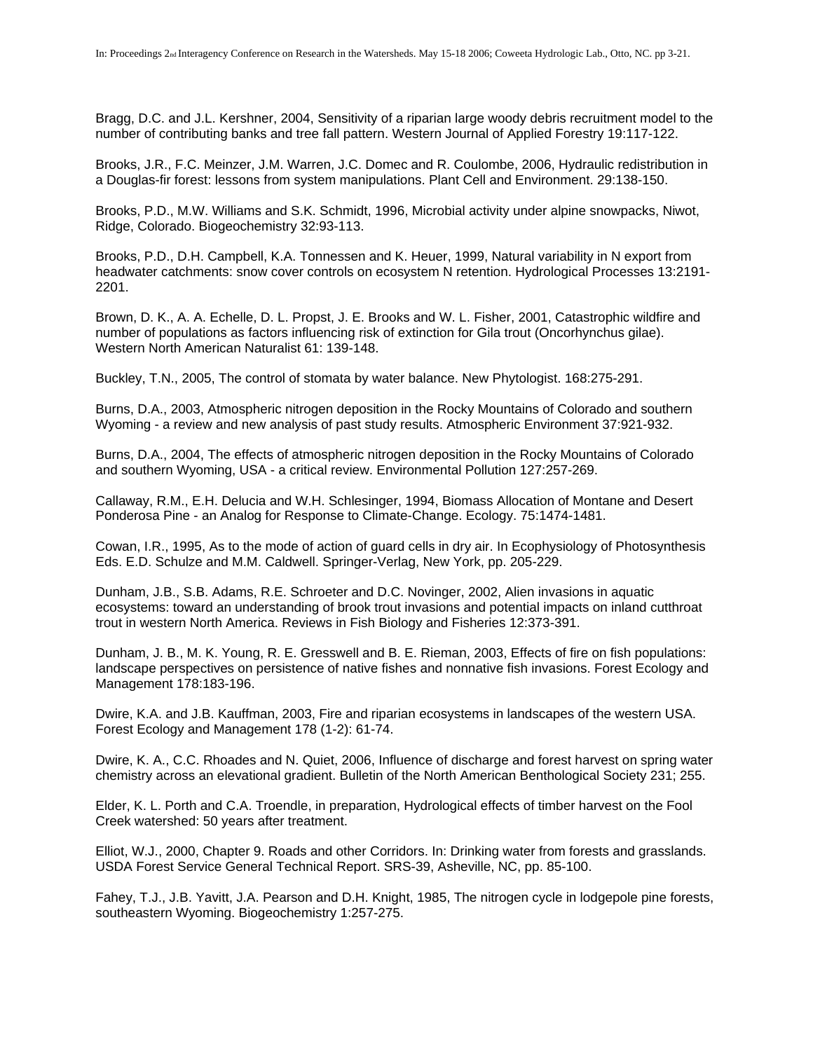Bragg, D.C. and J.L. Kershner, 2004, Sensitivity of a riparian large woody debris recruitment model to the number of contributing banks and tree fall pattern. Western Journal of Applied Forestry 19:117-122.

Brooks, J.R., F.C. Meinzer, J.M. Warren, J.C. Domec and R. Coulombe, 2006, Hydraulic redistribution in a Douglas-fir forest: lessons from system manipulations. Plant Cell and Environment. 29:138-150.

Brooks, P.D., M.W. Williams and S.K. Schmidt, 1996, Microbial activity under alpine snowpacks, Niwot, Ridge, Colorado. Biogeochemistry 32:93-113.

Brooks, P.D., D.H. Campbell, K.A. Tonnessen and K. Heuer, 1999, Natural variability in N export from headwater catchments: snow cover controls on ecosystem N retention. Hydrological Processes 13:2191-2201.

Brown, D. K., A. A. Echelle, D. L. Propst, J. E. Brooks and W. L. Fisher, 2001, Catastrophic wildfire and number of populations as factors influencing risk of extinction for Gila trout (Oncorhynchus gilae). Western North American Naturalist 61: 139-148.

Buckley, T.N., 2005, The control of stomata by water balance. New Phytologist. 168:275-291.

Burns, D.A., 2003, Atmospheric nitrogen deposition in the Rocky Mountains of Colorado and southern Wyoming - a review and new analysis of past study results. Atmospheric Environment 37:921-932.

Burns, D.A., 2004, The effects of atmospheric nitrogen deposition in the Rocky Mountains of Colorado and southern Wyoming, USA - a critical review. Environmental Pollution 127:257-269.

Callaway, R.M., E.H. Delucia and W.H. Schlesinger, 1994, Biomass Allocation of Montane and Desert Ponderosa Pine - an Analog for Response to Climate-Change. Ecology. 75:1474-1481.

Cowan, I.R., 1995, As to the mode of action of guard cells in dry air. In Ecophysiology of Photosynthesis Eds. E.D. Schulze and M.M. Caldwell. Springer-Verlag, New York, pp. 205-229.

Dunham, J.B., S.B. Adams, R.E. Schroeter and D.C. Novinger, 2002, Alien invasions in aquatic ecosystems: toward an understanding of brook trout invasions and potential impacts on inland cutthroat trout in western North America. Reviews in Fish Biology and Fisheries 12:373-391.

Dunham, J. B., M. K. Young, R. E. Gresswell and B. E. Rieman, 2003, Effects of fire on fish populations: landscape perspectives on persistence of native fishes and nonnative fish invasions. Forest Ecology and Management 178:183-196.

Dwire, K.A. and J.B. Kauffman, 2003, Fire and riparian ecosystems in landscapes of the western USA. Forest Ecology and Management 178 (1-2): 61-74.

Dwire, K. A., C.C. Rhoades and N. Quiet, 2006, Influence of discharge and forest harvest on spring water chemistry across an elevational gradient. Bulletin of the North American Benthological Society 231; 255.

Elder, K. L. Porth and C.A. Troendle, in preparation, Hydrological effects of timber harvest on the Fool Creek watershed: 50 years after treatment.

Elliot, W.J., 2000, Chapter 9. Roads and other Corridors. In: Drinking water from forests and grasslands. USDA Forest Service General Technical Report. SRS-39, Asheville, NC, pp. 85-100.

Fahey, T.J., J.B. Yavitt, J.A. Pearson and D.H. Knight, 1985, The nitrogen cycle in lodgepole pine forests, southeastern Wyoming. Biogeochemistry 1:257-275.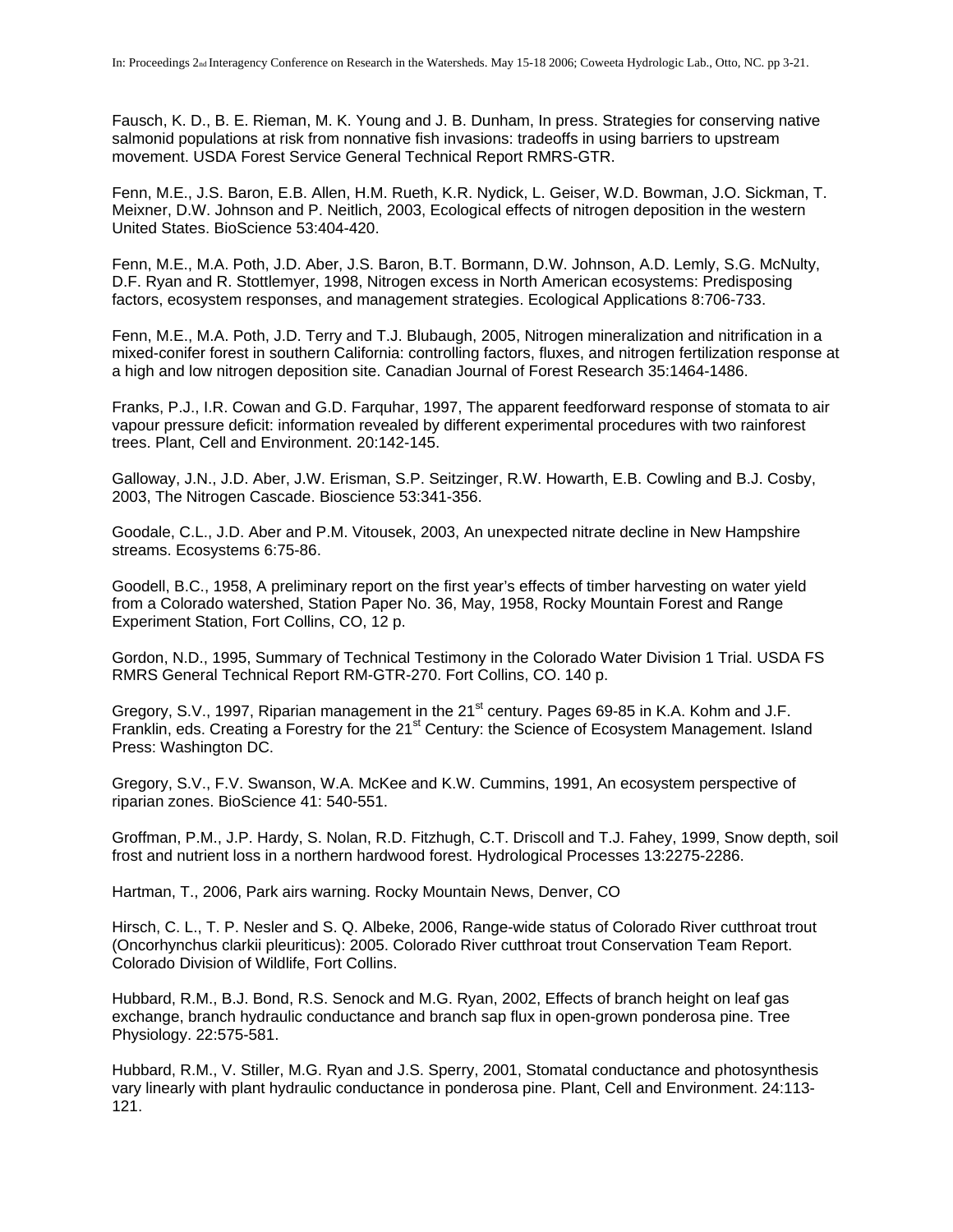Fausch, K. D., B. E. Rieman, M. K. Young and J. B. Dunham, In press. Strategies for conserving native salmonid populations at risk from nonnative fish invasions: tradeoffs in using barriers to upstream movement. USDA Forest Service General Technical Report RMRS-GTR.

Fenn, M.E., J.S. Baron, E.B. Allen, H.M. Rueth, K.R. Nydick, L. Geiser, W.D. Bowman, J.O. Sickman, T. Meixner, D.W. Johnson and P. Neitlich, 2003, Ecological effects of nitrogen deposition in the western United States. BioScience 53:404-420.

Fenn, M.E., M.A. Poth, J.D. Aber, J.S. Baron, B.T. Bormann, D.W. Johnson, A.D. Lemly, S.G. McNulty, D.F. Ryan and R. Stottlemyer, 1998, Nitrogen excess in North American ecosystems: Predisposing factors, ecosystem responses, and management strategies. Ecological Applications 8:706-733.

Fenn, M.E., M.A. Poth, J.D. Terry and T.J. Blubaugh, 2005, Nitrogen mineralization and nitrification in a mixed-conifer forest in southern California: controlling factors, fluxes, and nitrogen fertilization response at a high and low nitrogen deposition site. Canadian Journal of Forest Research 35:1464-1486.

Franks, P.J., I.R. Cowan and G.D. Farquhar, 1997, The apparent feedforward response of stomata to air vapour pressure deficit: information revealed by different experimental procedures with two rainforest trees. Plant, Cell and Environment. 20:142-145.

Galloway, J.N., J.D. Aber, J.W. Erisman, S.P. Seitzinger, R.W. Howarth, E.B. Cowling and B.J. Cosby, 2003, The Nitrogen Cascade. Bioscience 53:341-356.

Goodale, C.L., J.D. Aber and P.M. Vitousek, 2003, An unexpected nitrate decline in New Hampshire streams. Ecosystems 6:75-86.

Goodell, B.C., 1958, A preliminary report on the first year's effects of timber harvesting on water yield from a Colorado watershed, Station Paper No. 36, May, 1958, Rocky Mountain Forest and Range Experiment Station, Fort Collins, CO, 12 p.

Gordon, N.D., 1995, Summary of Technical Testimony in the Colorado Water Division 1 Trial. USDA FS RMRS General Technical Report RM-GTR-270. Fort Collins, CO. 140 p.

Gregory, S.V., 1997, Riparian management in the 21st century. Pages 69-85 in K.A. Kohm and J.F. Franklin, eds. Creating a Forestry for the 21st Century: the Science of Ecosystem Management. Island Press: Washington DC.

Gregory, S.V., F.V. Swanson, W.A. McKee and K.W. Cummins, 1991, An ecosystem perspective of riparian zones. BioScience 41: 540-551.

Groffman, P.M., J.P. Hardy, S. Nolan, R.D. Fitzhugh, C.T. Driscoll and T.J. Fahey, 1999, Snow depth, soil frost and nutrient loss in a northern hardwood forest. Hydrological Processes 13:2275-2286.

Hartman, T., 2006, Park airs warning. Rocky Mountain News, Denver, CO

Hirsch, C. L., T. P. Nesler and S. Q. Albeke, 2006, Range-wide status of Colorado River cutthroat trout (Oncorhynchus clarkii pleuriticus): 2005. Colorado River cutthroat trout Conservation Team Report. Colorado Division of Wildlife, Fort Collins.

Hubbard, R.M., B.J. Bond, R.S. Senock and M.G. Ryan, 2002, Effects of branch height on leaf gas exchange, branch hydraulic conductance and branch sap flux in open-grown ponderosa pine. Tree Physiology. 22:575-581.

Hubbard, R.M., V. Stiller, M.G. Ryan and J.S. Sperry, 2001, Stomatal conductance and photosynthesis vary linearly with plant hydraulic conductance in ponderosa pine. Plant, Cell and Environment. 24:113-121.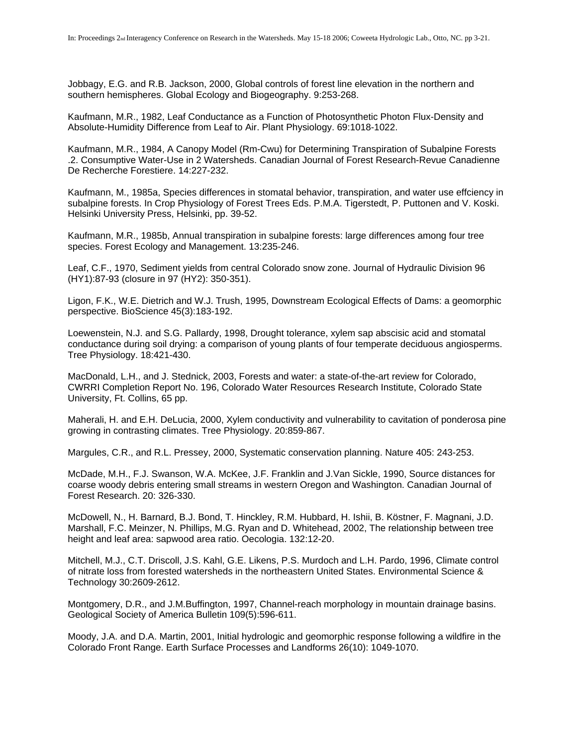Jobbagy, E.G. and R.B. Jackson, 2000, Global controls of forest line elevation in the northern and southern hemispheres. Global Ecology and Biogeography. 9:253-268.

Kaufmann, M.R., 1982, Leaf Conductance as a Function of Photosynthetic Photon Flux-Density and Absolute-Humidity Difference from Leaf to Air. Plant Physiology. 69:1018-1022.

Kaufmann, M.R., 1984, A Canopy Model (Rm-Cwu) for Determining Transpiration of Subalpine Forests .2. Consumptive Water-Use in 2 Watersheds. Canadian Journal of Forest Research-Revue Canadienne De Recherche Forestiere. 14:227-232.

Kaufmann, M., 1985a, Species differences in stomatal behavior, transpiration, and water use effciency in subalpine forests. In Crop Physiology of Forest Trees Eds. P.M.A. Tigerstedt, P. Puttonen and V. Koski. Helsinki University Press, Helsinki, pp. 39-52.

Kaufmann, M.R., 1985b, Annual transpiration in subalpine forests: large differences among four tree species. Forest Ecology and Management. 13:235-246.

Leaf, C.F., 1970, Sediment yields from central Colorado snow zone. Journal of Hydraulic Division 96 (HY1):87-93 (closure in 97 (HY2): 350-351).

Ligon, F.K., W.E. Dietrich and W.J. Trush, 1995, Downstream Ecological Effects of Dams: a geomorphic perspective. BioScience 45(3):183-192.

Loewenstein, N.J. and S.G. Pallardy, 1998, Drought tolerance, xylem sap abscisic acid and stomatal conductance during soil drying: a comparison of young plants of four temperate deciduous angiosperms. Tree Physiology. 18:421-430.

MacDonald, L.H., and J. Stednick, 2003, Forests and water: a state-of-the-art review for Colorado, CWRRI Completion Report No. 196, Colorado Water Resources Research Institute, Colorado State University, Ft. Collins, 65 pp.

Maherali, H. and E.H. DeLucia, 2000, Xylem conductivity and vulnerability to cavitation of ponderosa pine growing in contrasting climates. Tree Physiology. 20:859-867.

Margules, C.R., and R.L. Pressey, 2000, Systematic conservation planning. Nature 405: 243-253.

McDade, M.H., F.J. Swanson, W.A. McKee, J.F. Franklin and J.Van Sickle, 1990, Source distances for coarse woody debris entering small streams in western Oregon and Washington. Canadian Journal of Forest Research. 20: 326-330.

McDowell, N., H. Barnard, B.J. Bond, T. Hinckley, R.M. Hubbard, H. Ishii, B. Köstner, F. Magnani, J.D. Marshall, F.C. Meinzer, N. Phillips, M.G. Ryan and D. Whitehead, 2002, The relationship between tree height and leaf area: sapwood area ratio. Oecologia. 132:12-20.

Mitchell, M.J., C.T. Driscoll, J.S. Kahl, G.E. Likens, P.S. Murdoch and L.H. Pardo, 1996, Climate control of nitrate loss from forested watersheds in the northeastern United States. Environmental Science & Technology 30:2609-2612.

Montgomery, D.R., and J.M.Buffington, 1997, Channel-reach morphology in mountain drainage basins. Geological Society of America Bulletin 109(5):596-611.

Moody, J.A. and D.A. Martin, 2001, Initial hydrologic and geomorphic response following a wildfire in the Colorado Front Range. Earth Surface Processes and Landforms 26(10): 1049-1070.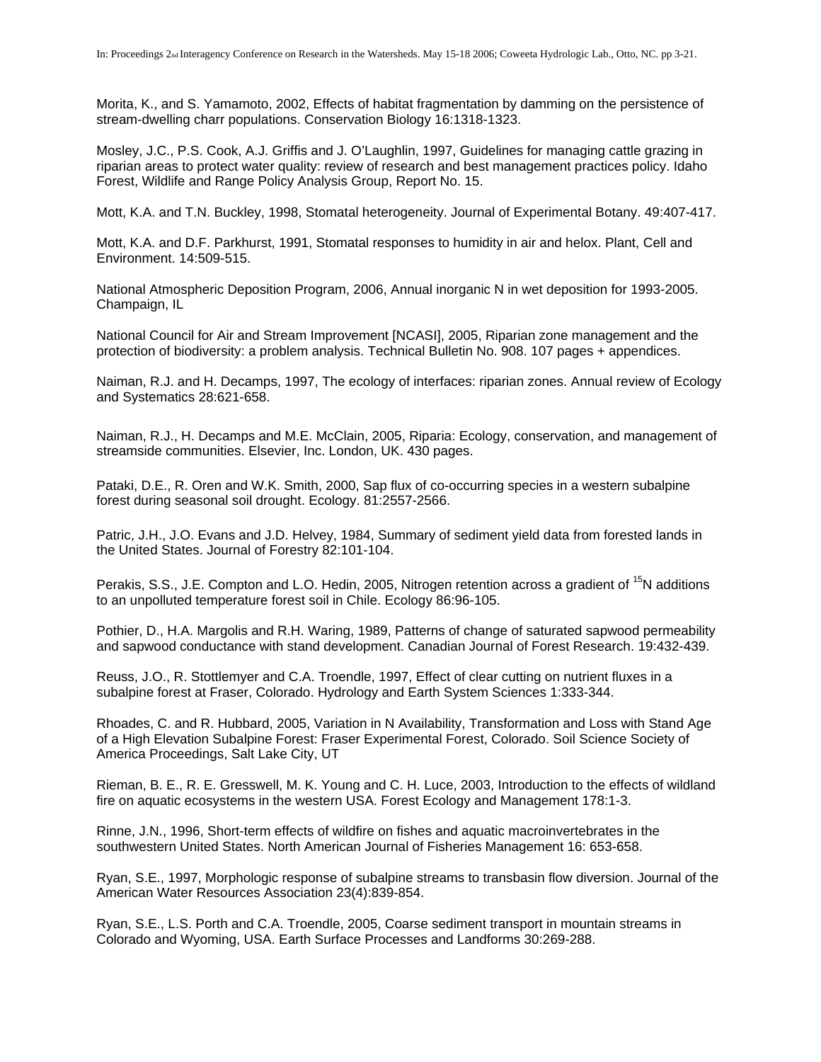Morita, K., and S. Yamamoto, 2002, Effects of habitat fragmentation by damming on the persistence of stream-dwelling charr populations. Conservation Biology 16:1318-1323.

Mosley, J.C., P.S. Cook, A.J. Griffis and J. O'Laughlin, 1997, Guidelines for managing cattle grazing in riparian areas to protect water quality: review of research and best management practices policy. Idaho Forest, Wildlife and Range Policy Analysis Group, Report No. 15.

Mott, K.A. and T.N. Buckley, 1998, Stomatal heterogeneity. Journal of Experimental Botany. 49:407-417.

Mott, K.A. and D.F. Parkhurst, 1991, Stomatal responses to humidity in air and helox. Plant, Cell and Environment. 14:509-515.

National Atmospheric Deposition Program, 2006, Annual inorganic N in wet deposition for 1993-2005. Champaign, IL

National Council for Air and Stream Improvement [NCASI], 2005, Riparian zone management and the protection of biodiversity: a problem analysis. Technical Bulletin No. 908. 107 pages + appendices.

Naiman, R.J. and H. Decamps, 1997, The ecology of interfaces: riparian zones. Annual review of Ecology and Systematics 28:621-658.

Naiman, R.J., H. Decamps and M.E. McClain, 2005, Riparia: Ecology, conservation, and management of streamside communities. Elsevier, Inc. London, UK. 430 pages.

Pataki, D.E., R. Oren and W.K. Smith, 2000, Sap flux of co-occurring species in a western subalpine forest during seasonal soil drought. Ecology. 81:2557-2566.

Patric, J.H., J.O. Evans and J.D. Helvey, 1984, Summary of sediment yield data from forested lands in the United States. Journal of Forestry 82:101-104.

Perakis, S.S., J.E. Compton and L.O. Hedin, 2005, Nitrogen retention across a gradient of $^{15}N$ additions to an unpolluted temperature forest soil in Chile. Ecology 86:96-105.

Pothier, D., H.A. Margolis and R.H. Waring, 1989, Patterns of change of saturated sapwood permeability and sapwood conductance with stand development. Canadian Journal of Forest Research. 19:432-439.

Reuss, J.O., R. Stottlemyer and C.A. Troendle, 1997, Effect of clear cutting on nutrient fluxes in a subalpine forest at Fraser, Colorado. Hydrology and Earth System Sciences 1:333-344.

Rhoades, C. and R. Hubbard, 2005, Variation in N Availability, Transformation and Loss with Stand Age of a High Elevation Subalpine Forest: Fraser Experimental Forest, Colorado. Soil Science Society of America Proceedings, Salt Lake City, UT

Rieman, B. E., R. E. Gresswell, M. K. Young and C. H. Luce, 2003, Introduction to the effects of wildland fire on aquatic ecosystems in the western USA. Forest Ecology and Management 178:1-3.

Rinne, J.N., 1996, Short-term effects of wildfire on fishes and aquatic macroinvertebrates in the southwestern United States. North American Journal of Fisheries Management 16: 653-658.

Ryan, S.E., 1997, Morphologic response of subalpine streams to transbasin flow diversion. Journal of the American Water Resources Association 23(4):839-854.

Ryan, S.E., L.S. Porth and C.A. Troendle, 2005, Coarse sediment transport in mountain streams in Colorado and Wyoming, USA. Earth Surface Processes and Landforms 30:269-288.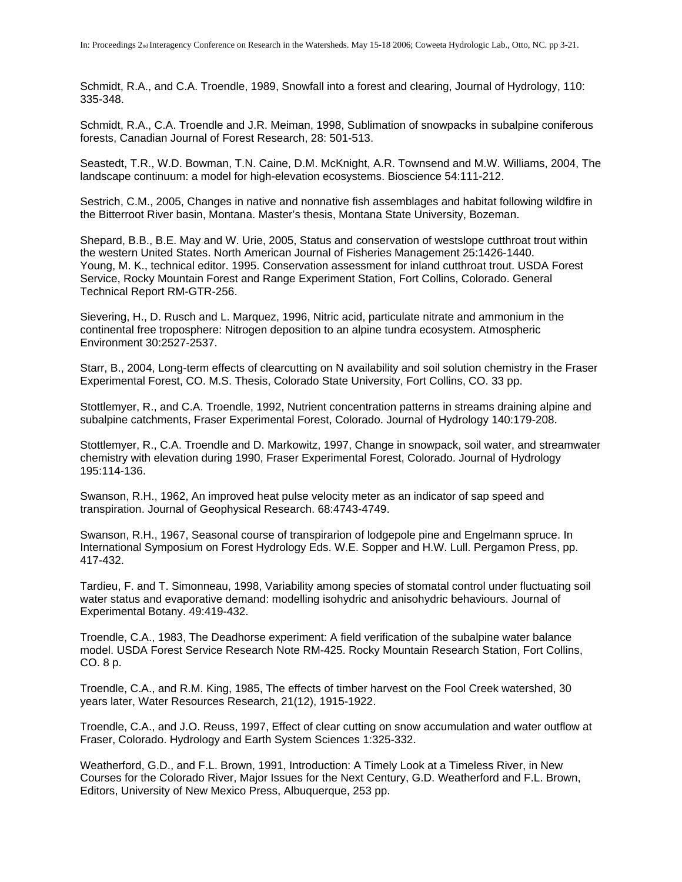Schmidt, R.A., and C.A. Troendle, 1989, Snowfall into a forest and clearing, Journal of Hydrology, 110: 335-348.

Schmidt, R.A., C.A. Troendle and J.R. Meiman, 1998, Sublimation of snowpacks in subalpine coniferous forests, Canadian Journal of Forest Research, 28: 501-513.

Seastedt, T.R., W.D. Bowman, T.N. Caine, D.M. McKnight, A.R. Townsend and M.W. Williams, 2004, The landscape continuum: a model for high-elevation ecosystems. Bioscience 54:111-212.

Sestrich, C.M., 2005, Changes in native and nonnative fish assemblages and habitat following wildfire in the Bitterroot River basin, Montana. Master's thesis, Montana State University, Bozeman.

Shepard, B.B., B.E. May and W. Urie, 2005, Status and conservation of westslope cutthroat trout within the western United States. North American Journal of Fisheries Management 25:1426-1440.
Young, M. K., technical editor. 1995. Conservation assessment for inland cutthroat trout. USDA Forest Service, Rocky Mountain Forest and Range Experiment Station, Fort Collins, Colorado. General Technical Report RM-GTR-256.

Sievering, H., D. Rusch and L. Marquez, 1996, Nitric acid, particulate nitrate and ammonium in the continental free troposphere: Nitrogen deposition to an alpine tundra ecosystem. Atmospheric Environment 30:2527-2537.

Starr, B., 2004, Long-term effects of clearcutting on N availability and soil solution chemistry in the Fraser Experimental Forest, CO. M.S. Thesis, Colorado State University, Fort Collins, CO. 33 pp.

Stottlemyer, R., and C.A. Troendle, 1992, Nutrient concentration patterns in streams draining alpine and subalpine catchments, Fraser Experimental Forest, Colorado. Journal of Hydrology 140:179-208.

Stottlemyer, R., C.A. Troendle and D. Markowitz, 1997, Change in snowpack, soil water, and streamwater chemistry with elevation during 1990, Fraser Experimental Forest, Colorado. Journal of Hydrology 195:114-136.

Swanson, R.H., 1962, An improved heat pulse velocity meter as an indicator of sap speed and transpiration. Journal of Geophysical Research. 68:4743-4749.

Swanson, R.H., 1967, Seasonal course of transpirarion of lodgepole pine and Engelmann spruce. In International Symposium on Forest Hydrology Eds. W.E. Sopper and H.W. Lull. Pergamon Press, pp. 417-432.

Tardieu, F. and T. Simonneau, 1998, Variability among species of stomatal control under fluctuating soil water status and evaporative demand: modelling isohydric and anisohydric behaviours. Journal of Experimental Botany. 49:419-432.

Troendle, C.A., 1983, The Deadhorse experiment: A field verification of the subalpine water balance model. USDA Forest Service Research Note RM-425. Rocky Mountain Research Station, Fort Collins, CO. 8 p.

Troendle, C.A., and R.M. King, 1985, The effects of timber harvest on the Fool Creek watershed, 30 years later, Water Resources Research, 21(12), 1915-1922.

Troendle, C.A., and J.O. Reuss, 1997, Effect of clear cutting on snow accumulation and water outflow at Fraser, Colorado. Hydrology and Earth System Sciences 1:325-332.

Weatherford, G.D., and F.L. Brown, 1991, Introduction: A Timely Look at a Timeless River, in New Courses for the Colorado River, Major Issues for the Next Century, G.D. Weatherford and F.L. Brown, Editors, University of New Mexico Press, Albuquerque, 253 pp.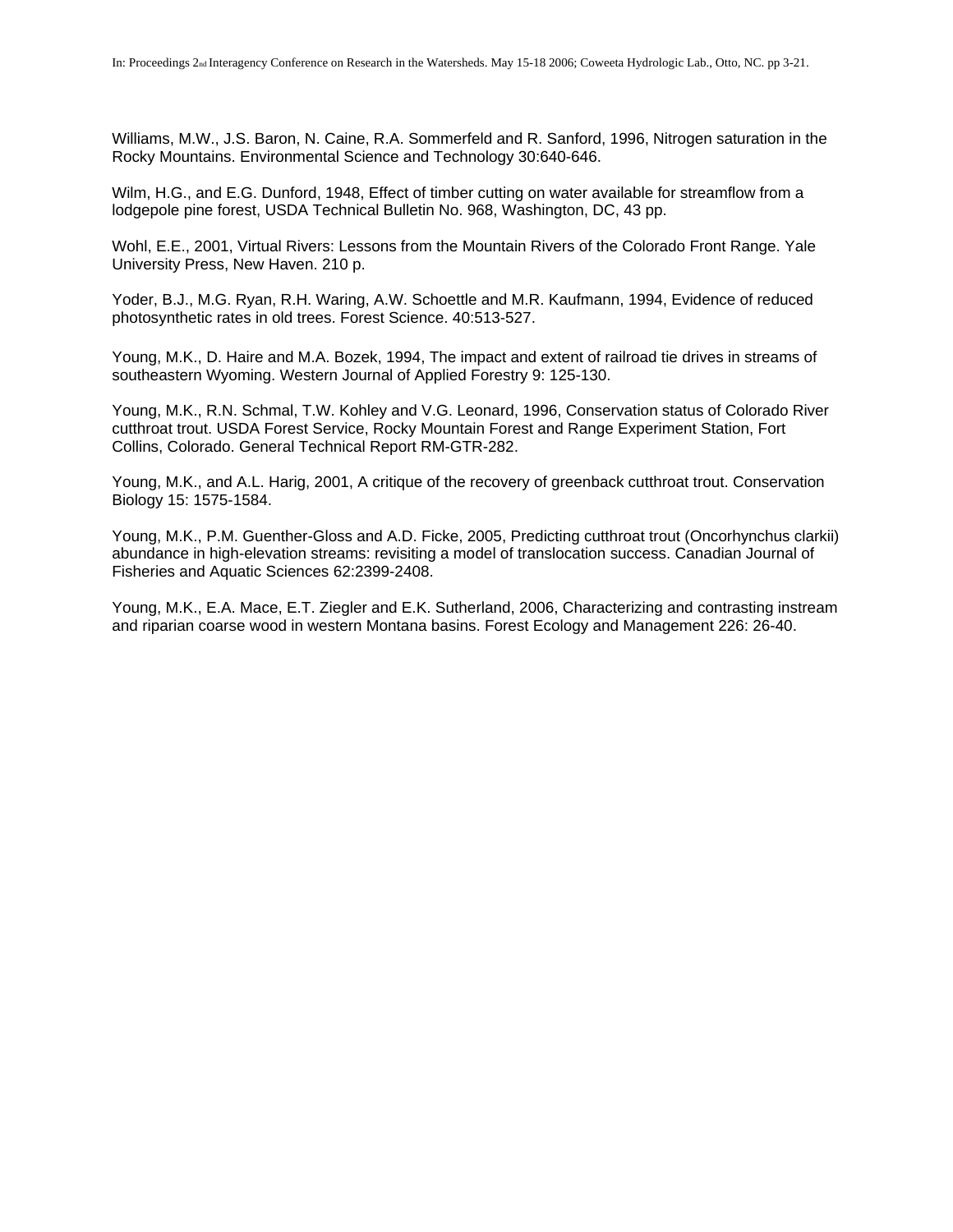Williams, M.W., J.S. Baron, N. Caine, R.A. Sommerfeld and R. Sanford, 1996, Nitrogen saturation in the Rocky Mountains. Environmental Science and Technology 30:640-646.

Wilm, H.G., and E.G. Dunford, 1948, Effect of timber cutting on water available for streamflow from a lodgepole pine forest, USDA Technical Bulletin No. 968, Washington, DC, 43 pp.

Wohl, E.E., 2001, Virtual Rivers: Lessons from the Mountain Rivers of the Colorado Front Range. Yale University Press, New Haven. 210 p.

Yoder, B.J., M.G. Ryan, R.H. Waring, A.W. Schoettle and M.R. Kaufmann, 1994, Evidence of reduced photosynthetic rates in old trees. Forest Science. 40:513-527.

Young, M.K., D. Haire and M.A. Bozek, 1994, The impact and extent of railroad tie drives in streams of southeastern Wyoming. Western Journal of Applied Forestry 9: 125-130.

Young, M.K., R.N. Schmal, T.W. Kohley and V.G. Leonard, 1996, Conservation status of Colorado River cutthroat trout. USDA Forest Service, Rocky Mountain Forest and Range Experiment Station, Fort Collins, Colorado. General Technical Report RM-GTR-282.

Young, M.K., and A.L. Harig, 2001, A critique of the recovery of greenback cutthroat trout. Conservation Biology 15: 1575-1584.

Young, M.K., P.M. Guenther-Gloss and A.D. Ficke, 2005, Predicting cutthroat trout (Oncorhynchus clarkii) abundance in high-elevation streams: revisiting a model of translocation success. Canadian Journal of Fisheries and Aquatic Sciences 62:2399-2408.

Young, M.K., E.A. Mace, E.T. Ziegler and E.K. Sutherland, 2006, Characterizing and contrasting instream and riparian coarse wood in western Montana basins. Forest Ecology and Management 226: 26-40.